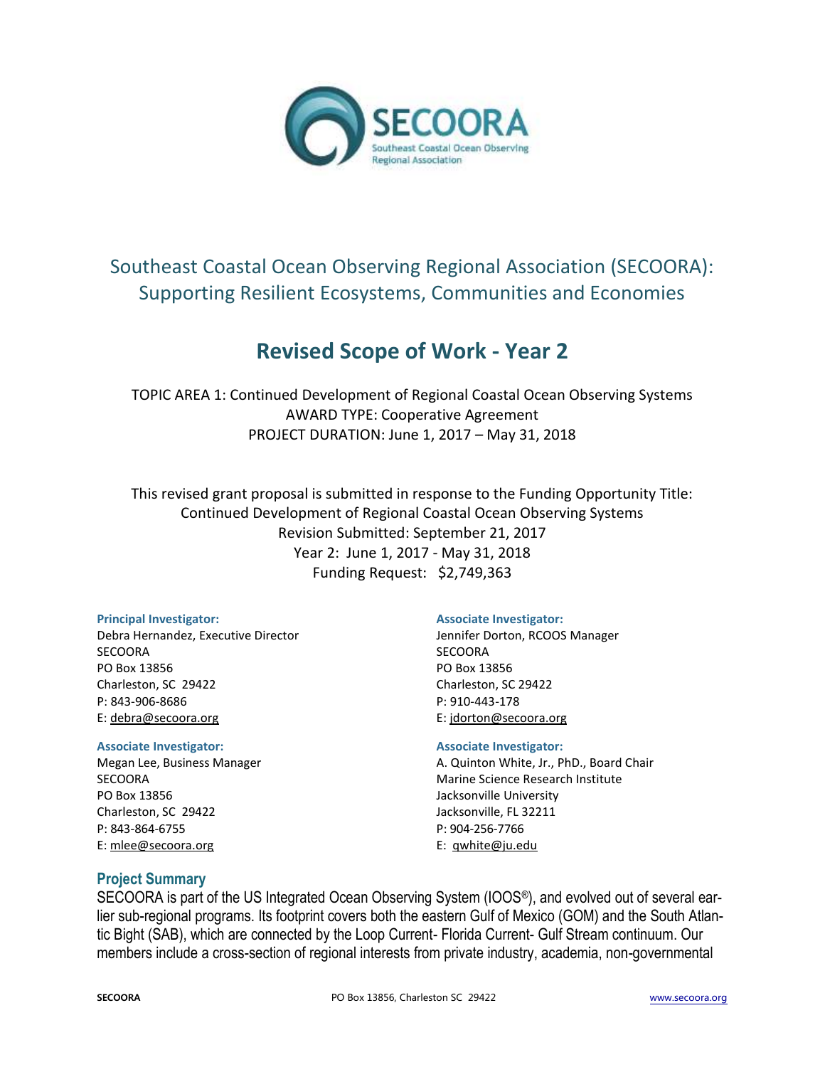# Southeast Coastal Ocean Observing Regional Association (SECOORA): Supporting Resilient Ecosystems, Communities and Economies

## Revised Scope of Work - Year 2

TOPIC AREA 1: Continued Development of Regional Coastal Ocean Observing Systems
AWARD TYPE: Cooperative Agreement
PROJECT DURATION: June 1, 2017 – May 31, 2018

This revised grant proposal is submitted in response to the Funding Opportunity Title:
Continued Development of Regional Coastal Ocean Observing Systems
Revision Submitted: September 21, 2017
Year 2: June 1, 2017 - May 31, 2018
Funding Request: $2,749,363

**Principal Investigator:**
Debra Hernandez, Executive Director
SECOORA
PO Box 13856
Charleston, SC 29422
P: 843-906-8686
E: debra@secoora.org

**Associate Investigator:**
Jennifer Dorton, RCOOS Manager
SECOORA
PO Box 13856
Charleston, SC 29422
P: 910-443-178
E: jdorton@secoora.org

**Associate Investigator:**
Megan Lee, Business Manager
SECOORA
PO Box 13856
Charleston, SC 29422
P: 843-864-6755
E: mlee@secoora.org

**Associate Investigator:**
A. Quinton White, Jr., PhD., Board Chair
Marine Science Research Institute
Jacksonville University
Jacksonville, FL 32211
P: 904-256-7766
E: qwhite@ju.edu

### Project Summary

SECOORA is part of the US Integrated Ocean Observing System (IOOS®), and evolved out of several earlier sub-regional programs. Its footprint covers both the eastern Gulf of Mexico (GOM) and the South Atlantic Bight (SAB), which are connected by the Loop Current- Florida Current- Gulf Stream continuum. Our members include a cross-section of regional interests from private industry, academia, non-governmental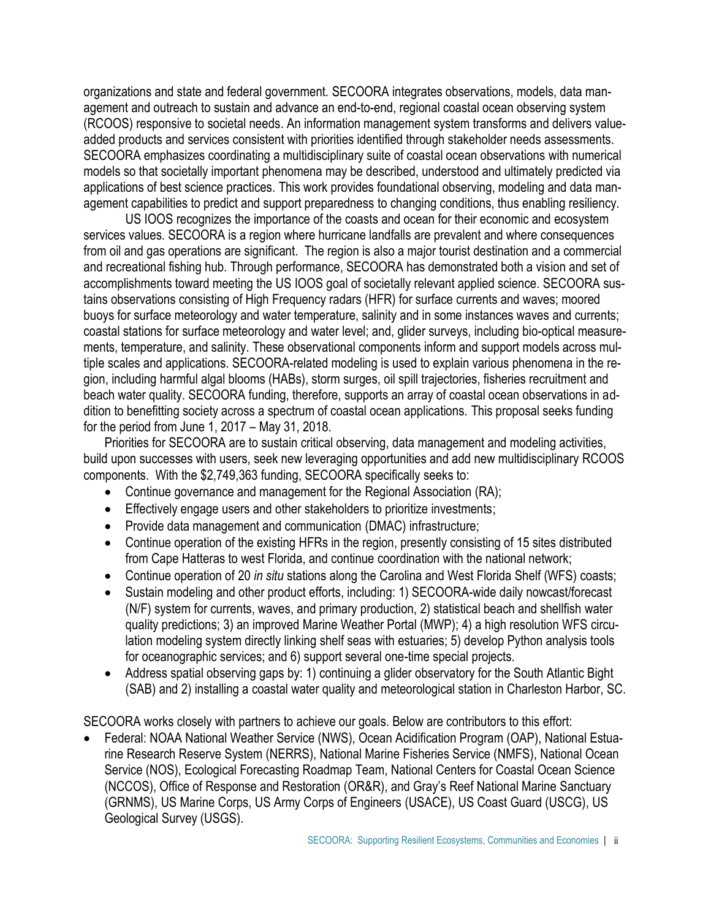organizations and state and federal government. SECOORA integrates observations, models, data management and outreach to sustain and advance an end-to-end, regional coastal ocean observing system (RCOOS) responsive to societal needs. An information management system transforms and delivers value-added products and services consistent with priorities identified through stakeholder needs assessments. SECOORA emphasizes coordinating a multidisciplinary suite of coastal ocean observations with numerical models so that societally important phenomena may be described, understood and ultimately predicted via applications of best science practices. This work provides foundational observing, modeling and data management capabilities to predict and support preparedness to changing conditions, thus enabling resiliency.

US IOOS recognizes the importance of the coasts and ocean for their economic and ecosystem services values. SECOORA is a region where hurricane landfalls are prevalent and where consequences from oil and gas operations are significant. The region is also a major tourist destination and a commercial and recreational fishing hub. Through performance, SECOORA has demonstrated both a vision and set of accomplishments toward meeting the US IOOS goal of societally relevant applied science. SECOORA sustains observations consisting of High Frequency radars (HFR) for surface currents and waves; moored buoys for surface meteorology and water temperature, salinity and in some instances waves and currents; coastal stations for surface meteorology and water level; and, glider surveys, including bio-optical measurements, temperature, and salinity. These observational components inform and support models across multiple scales and applications. SECOORA-related modeling is used to explain various phenomena in the region, including harmful algal blooms (HABs), storm surges, oil spill trajectories, fisheries recruitment and beach water quality. SECOORA funding, therefore, supports an array of coastal ocean observations in addition to benefitting society across a spectrum of coastal ocean applications. This proposal seeks funding for the period from June 1, 2017 – May 31, 2018.

Priorities for SECOORA are to sustain critical observing, data management and modeling activities, build upon successes with users, seek new leveraging opportunities and add new multidisciplinary RCOOS components. With the $2,749,363 funding, SECOORA specifically seeks to:

- Continue governance and management for the Regional Association (RA);
- Effectively engage users and other stakeholders to prioritize investments;
- Provide data management and communication (DMAC) infrastructure;
- Continue operation of the existing HFRs in the region, presently consisting of 15 sites distributed from Cape Hatteras to west Florida, and continue coordination with the national network;
- Continue operation of 20 *in situ* stations along the Carolina and West Florida Shelf (WFS) coasts;
- Sustain modeling and other product efforts, including: 1) SECOORA-wide daily nowcast/forecast (N/F) system for currents, waves, and primary production, 2) statistical beach and shellfish water quality predictions; 3) an improved Marine Weather Portal (MWP); 4) a high resolution WFS circulation modeling system directly linking shelf seas with estuaries; 5) develop Python analysis tools for oceanographic services; and 6) support several one-time special projects.
- Address spatial observing gaps by: 1) continuing a glider observatory for the South Atlantic Bight (SAB) and 2) installing a coastal water quality and meteorological station in Charleston Harbor, SC.

SECOORA works closely with partners to achieve our goals. Below are contributors to this effort:

- Federal: NOAA National Weather Service (NWS), Ocean Acidification Program (OAP), National Estuarine Research Reserve System (NERRS), National Marine Fisheries Service (NMFS), National Ocean Service (NOS), Ecological Forecasting Roadmap Team, National Centers for Coastal Ocean Science (NCCOS), Office of Response and Restoration (OR&R), and Gray's Reef National Marine Sanctuary (GRNMS), US Marine Corps, US Army Corps of Engineers (USACE), US Coast Guard (USCG), US Geological Survey (USGS).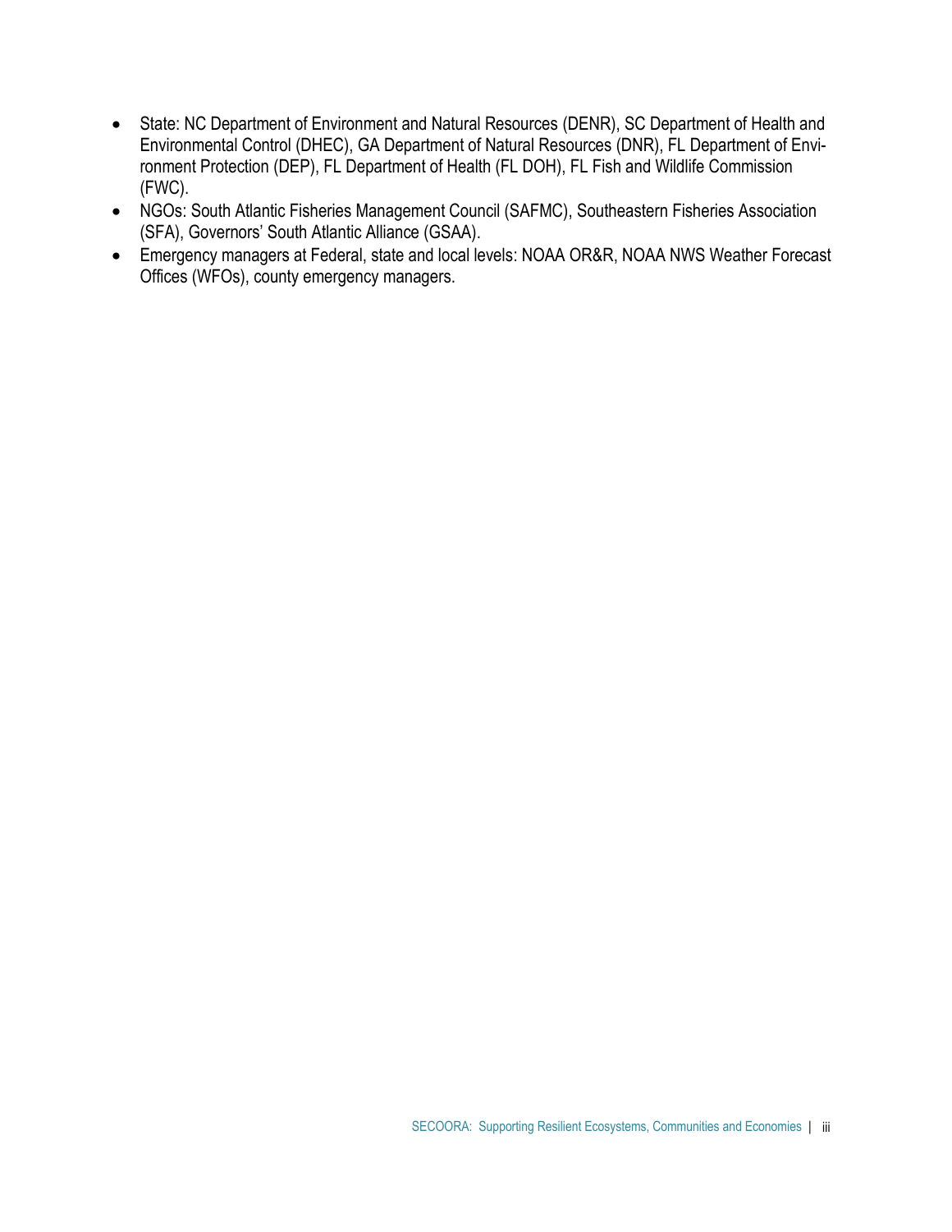- State: NC Department of Environment and Natural Resources (DENR), SC Department of Health and Environmental Control (DHEC), GA Department of Natural Resources (DNR), FL Department of Environment Protection (DEP), FL Department of Health (FL DOH), FL Fish and Wildlife Commission (FWC).
- NGOs: South Atlantic Fisheries Management Council (SAFMC), Southeastern Fisheries Association (SFA), Governors' South Atlantic Alliance (GSAA).
- Emergency managers at Federal, state and local levels: NOAA OR&R, NOAA NWS Weather Forecast Offices (WFOs), county emergency managers.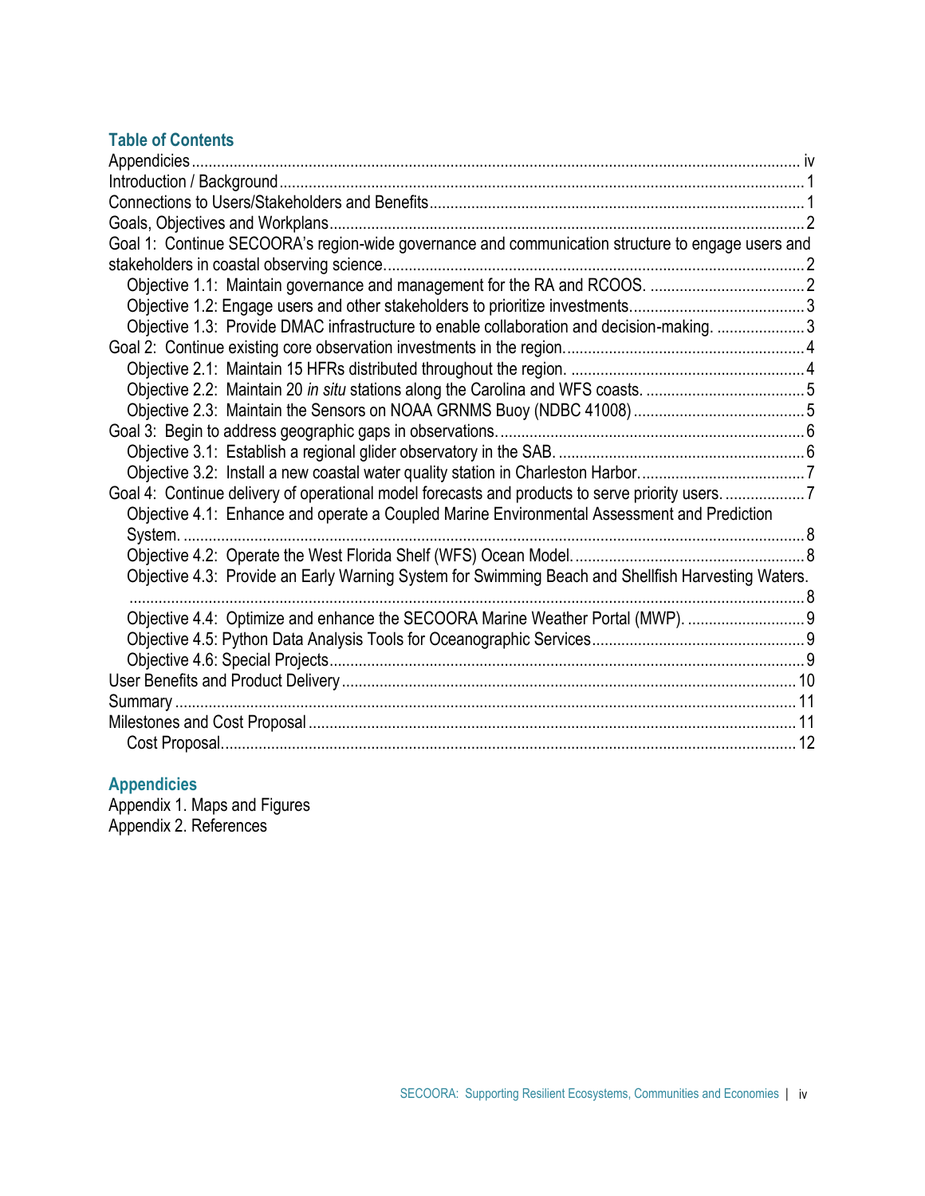## Table of Contents

Appendicies ........ iv
Introduction / Background ........ 1
Connections to Users/Stakeholders and Benefits ........ 1
Goals, Objectives and Workplans ........ 2
Goal 1: Continue SECOORA's region-wide governance and communication structure to engage users and stakeholders in coastal observing science ........ 2
- Objective 1.1: Maintain governance and management for the RA and RCOOS. ........ 2
- Objective 1.2: Engage users and other stakeholders to prioritize investments ........ 3
- Objective 1.3: Provide DMAC infrastructure to enable collaboration and decision-making. ........ 3

Goal 2: Continue existing core observation investments in the region ........ 4
- Objective 2.1: Maintain 15 HFRs distributed throughout the region. ........ 4
- Objective 2.2: Maintain 20 *in situ* stations along the Carolina and WFS coasts. ........ 5
- Objective 2.3: Maintain the Sensors on NOAA GRNMS Buoy (NDBC 41008) ........ 5

Goal 3: Begin to address geographic gaps in observations ........ 6
- Objective 3.1: Establish a regional glider observatory in the SAB. ........ 6
- Objective 3.2: Install a new coastal water quality station in Charleston Harbor ........ 7

Goal 4: Continue delivery of operational model forecasts and products to serve priority users ........ 7
- Objective 4.1: Enhance and operate a Coupled Marine Environmental Assessment and Prediction System. ........ 8
- Objective 4.2: Operate the West Florida Shelf (WFS) Ocean Model ........ 8
- Objective 4.3: Provide an Early Warning System for Swimming Beach and Shellfish Harvesting Waters. ........ 8
- Objective 4.4: Optimize and enhance the SECOORA Marine Weather Portal (MWP). ........ 9
- Objective 4.5: Python Data Analysis Tools for Oceanographic Services ........ 9
- Objective 4.6: Special Projects ........ 9

User Benefits and Product Delivery ........ 10
Summary ........ 11
Milestones and Cost Proposal ........ 11
- Cost Proposal ........ 12

## Appendicies

Appendix 1. Maps and Figures
Appendix 2. References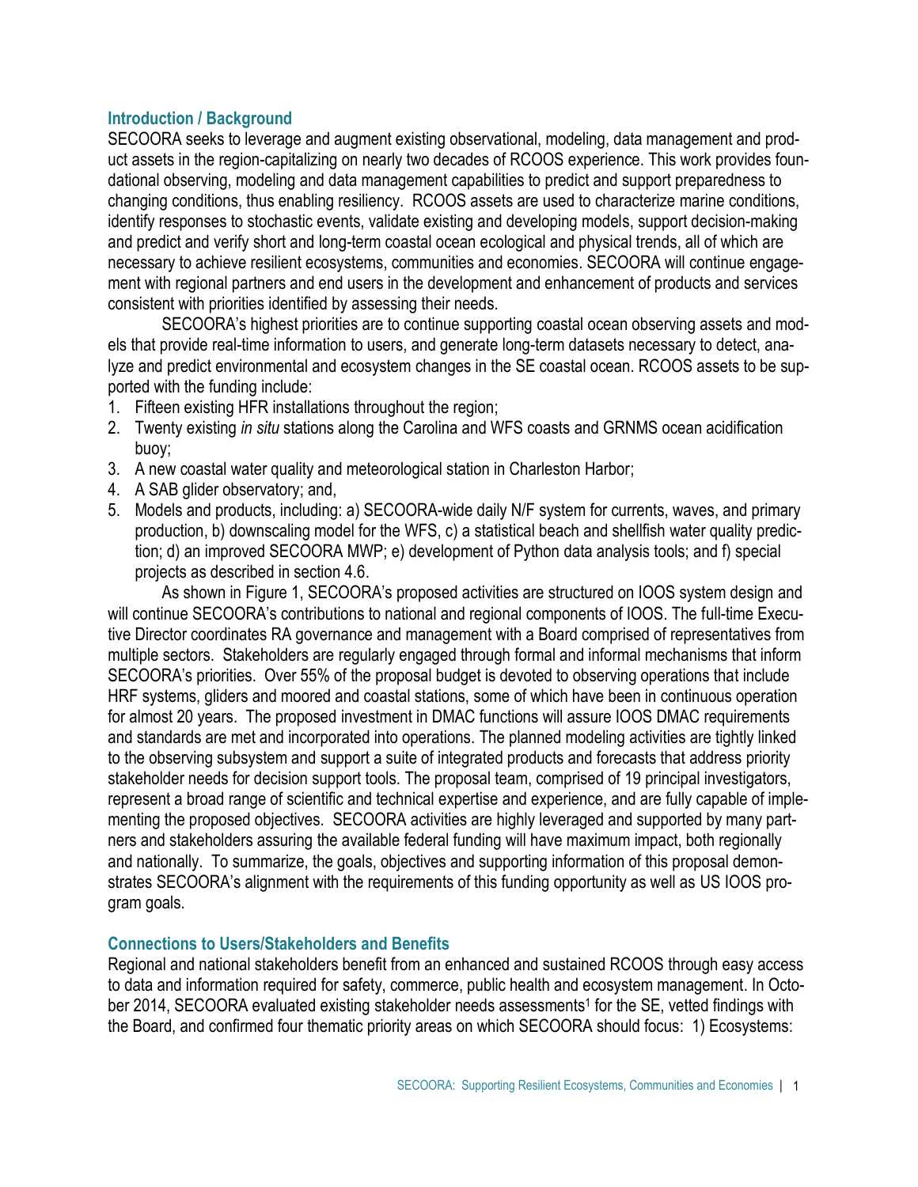## Introduction / Background

SECOORA seeks to leverage and augment existing observational, modeling, data management and product assets in the region-capitalizing on nearly two decades of RCOOS experience. This work provides foundational observing, modeling and data management capabilities to predict and support preparedness to changing conditions, thus enabling resiliency. RCOOS assets are used to characterize marine conditions, identify responses to stochastic events, validate existing and developing models, support decision-making and predict and verify short and long-term coastal ocean ecological and physical trends, all of which are necessary to achieve resilient ecosystems, communities and economies. SECOORA will continue engagement with regional partners and end users in the development and enhancement of products and services consistent with priorities identified by assessing their needs.

SECOORA's highest priorities are to continue supporting coastal ocean observing assets and models that provide real-time information to users, and generate long-term datasets necessary to detect, analyze and predict environmental and ecosystem changes in the SE coastal ocean. RCOOS assets to be supported with the funding include:

1. Fifteen existing HFR installations throughout the region;
2. Twenty existing *in situ* stations along the Carolina and WFS coasts and GRNMS ocean acidification buoy;
3. A new coastal water quality and meteorological station in Charleston Harbor;
4. A SAB glider observatory; and,
5. Models and products, including: a) SECOORA-wide daily N/F system for currents, waves, and primary production, b) downscaling model for the WFS, c) a statistical beach and shellfish water quality prediction; d) an improved SECOORA MWP; e) development of Python data analysis tools; and f) special projects as described in section 4.6.

As shown in Figure 1, SECOORA's proposed activities are structured on IOOS system design and will continue SECOORA's contributions to national and regional components of IOOS. The full-time Executive Director coordinates RA governance and management with a Board comprised of representatives from multiple sectors. Stakeholders are regularly engaged through formal and informal mechanisms that inform SECOORA's priorities. Over 55% of the proposal budget is devoted to observing operations that include HRF systems, gliders and moored and coastal stations, some of which have been in continuous operation for almost 20 years. The proposed investment in DMAC functions will assure IOOS DMAC requirements and standards are met and incorporated into operations. The planned modeling activities are tightly linked to the observing subsystem and support a suite of integrated products and forecasts that address priority stakeholder needs for decision support tools. The proposal team, comprised of 19 principal investigators, represent a broad range of scientific and technical expertise and experience, and are fully capable of implementing the proposed objectives. SECOORA activities are highly leveraged and supported by many partners and stakeholders assuring the available federal funding will have maximum impact, both regionally and nationally. To summarize, the goals, objectives and supporting information of this proposal demonstrates SECOORA's alignment with the requirements of this funding opportunity as well as US IOOS program goals.

## Connections to Users/Stakeholders and Benefits

Regional and national stakeholders benefit from an enhanced and sustained RCOOS through easy access to data and information required for safety, commerce, public health and ecosystem management. In October 2014, SECOORA evaluated existing stakeholder needs assessments[1] for the SE, vetted findings with the Board, and confirmed four thematic priority areas on which SECOORA should focus: 1) Ecosystems: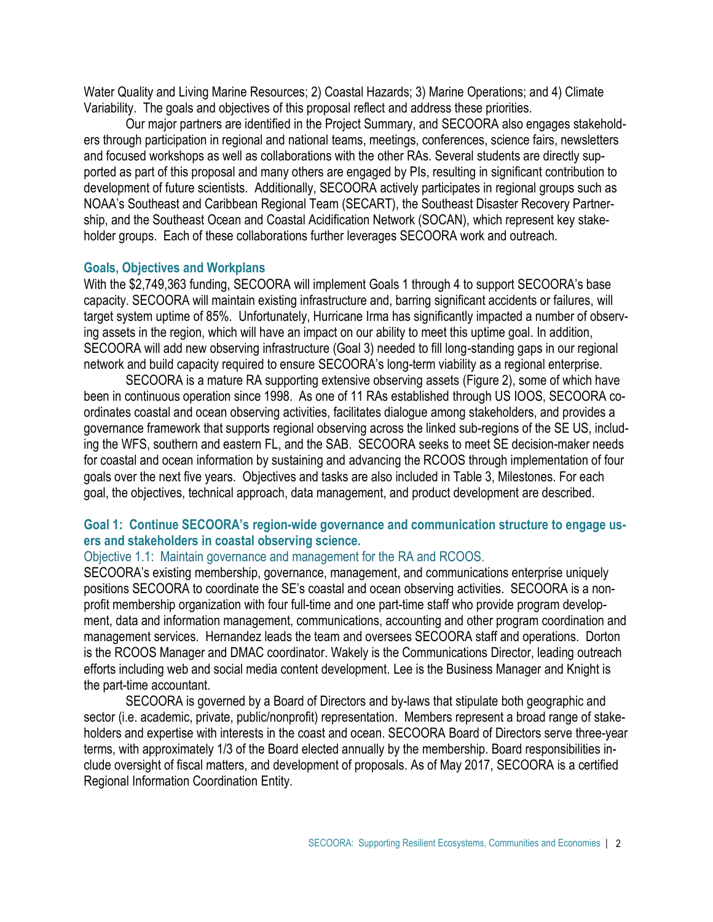Water Quality and Living Marine Resources; 2) Coastal Hazards; 3) Marine Operations; and 4) Climate Variability. The goals and objectives of this proposal reflect and address these priorities.

Our major partners are identified in the Project Summary, and SECOORA also engages stakeholders through participation in regional and national teams, meetings, conferences, science fairs, newsletters and focused workshops as well as collaborations with the other RAs. Several students are directly supported as part of this proposal and many others are engaged by PIs, resulting in significant contribution to development of future scientists. Additionally, SECOORA actively participates in regional groups such as NOAA's Southeast and Caribbean Regional Team (SECART), the Southeast Disaster Recovery Partnership, and the Southeast Ocean and Coastal Acidification Network (SOCAN), which represent key stakeholder groups. Each of these collaborations further leverages SECOORA work and outreach.

## Goals, Objectives and Workplans

With the $2,749,363 funding, SECOORA will implement Goals 1 through 4 to support SECOORA's base capacity. SECOORA will maintain existing infrastructure and, barring significant accidents or failures, will target system uptime of 85%. Unfortunately, Hurricane Irma has significantly impacted a number of observing assets in the region, which will have an impact on our ability to meet this uptime goal. In addition, SECOORA will add new observing infrastructure (Goal 3) needed to fill long-standing gaps in our regional network and build capacity required to ensure SECOORA's long-term viability as a regional enterprise.

SECOORA is a mature RA supporting extensive observing assets (Figure 2), some of which have been in continuous operation since 1998. As one of 11 RAs established through US IOOS, SECOORA coordinates coastal and ocean observing activities, facilitates dialogue among stakeholders, and provides a governance framework that supports regional observing across the linked sub-regions of the SE US, including the WFS, southern and eastern FL, and the SAB. SECOORA seeks to meet SE decision-maker needs for coastal and ocean information by sustaining and advancing the RCOOS through implementation of four goals over the next five years. Objectives and tasks are also included in Table 3, Milestones. For each goal, the objectives, technical approach, data management, and product development are described.

## Goal 1: Continue SECOORA's region-wide governance and communication structure to engage users and stakeholders in coastal observing science.

### Objective 1.1: Maintain governance and management for the RA and RCOOS.

SECOORA's existing membership, governance, management, and communications enterprise uniquely positions SECOORA to coordinate the SE's coastal and ocean observing activities. SECOORA is a nonprofit membership organization with four full-time and one part-time staff who provide program development, data and information management, communications, accounting and other program coordination and management services. Hernandez leads the team and oversees SECOORA staff and operations. Dorton is the RCOOS Manager and DMAC coordinator. Wakely is the Communications Director, leading outreach efforts including web and social media content development. Lee is the Business Manager and Knight is the part-time accountant.

SECOORA is governed by a Board of Directors and by-laws that stipulate both geographic and sector (i.e. academic, private, public/nonprofit) representation. Members represent a broad range of stakeholders and expertise with interests in the coast and ocean. SECOORA Board of Directors serve three-year terms, with approximately 1/3 of the Board elected annually by the membership. Board responsibilities include oversight of fiscal matters, and development of proposals. As of May 2017, SECOORA is a certified Regional Information Coordination Entity.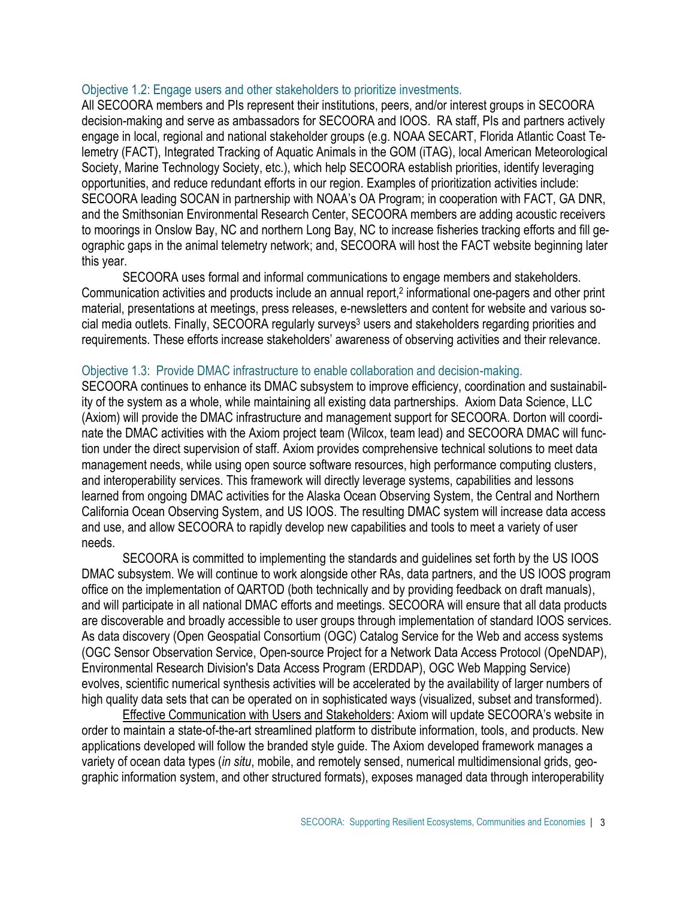### Objective 1.2: Engage users and other stakeholders to prioritize investments.

All SECOORA members and PIs represent their institutions, peers, and/or interest groups in SECOORA decision-making and serve as ambassadors for SECOORA and IOOS. RA staff, PIs and partners actively engage in local, regional and national stakeholder groups (e.g. NOAA SECART, Florida Atlantic Coast Telemetry (FACT), Integrated Tracking of Aquatic Animals in the GOM (iTAG), local American Meteorological Society, Marine Technology Society, etc.), which help SECOORA establish priorities, identify leveraging opportunities, and reduce redundant efforts in our region. Examples of prioritization activities include: SECOORA leading SOCAN in partnership with NOAA's OA Program; in cooperation with FACT, GA DNR, and the Smithsonian Environmental Research Center, SECOORA members are adding acoustic receivers to moorings in Onslow Bay, NC and northern Long Bay, NC to increase fisheries tracking efforts and fill geographic gaps in the animal telemetry network; and, SECOORA will host the FACT website beginning later this year.

SECOORA uses formal and informal communications to engage members and stakeholders. Communication activities and products include an annual report,[2] informational one-pagers and other print material, presentations at meetings, press releases, e-newsletters and content for website and various social media outlets. Finally, SECOORA regularly surveys[3] users and stakeholders regarding priorities and requirements. These efforts increase stakeholders' awareness of observing activities and their relevance.

### Objective 1.3: Provide DMAC infrastructure to enable collaboration and decision-making.

SECOORA continues to enhance its DMAC subsystem to improve efficiency, coordination and sustainability of the system as a whole, while maintaining all existing data partnerships. Axiom Data Science, LLC (Axiom) will provide the DMAC infrastructure and management support for SECOORA. Dorton will coordinate the DMAC activities with the Axiom project team (Wilcox, team lead) and SECOORA DMAC will function under the direct supervision of staff. Axiom provides comprehensive technical solutions to meet data management needs, while using open source software resources, high performance computing clusters, and interoperability services. This framework will directly leverage systems, capabilities and lessons learned from ongoing DMAC activities for the Alaska Ocean Observing System, the Central and Northern California Ocean Observing System, and US IOOS. The resulting DMAC system will increase data access and use, and allow SECOORA to rapidly develop new capabilities and tools to meet a variety of user needs.

SECOORA is committed to implementing the standards and guidelines set forth by the US IOOS DMAC subsystem. We will continue to work alongside other RAs, data partners, and the US IOOS program office on the implementation of QARTOD (both technically and by providing feedback on draft manuals), and will participate in all national DMAC efforts and meetings. SECOORA will ensure that all data products are discoverable and broadly accessible to user groups through implementation of standard IOOS services. As data discovery (Open Geospatial Consortium (OGC) Catalog Service for the Web and access systems (OGC Sensor Observation Service, Open-source Project for a Network Data Access Protocol (OpeNDAP), Environmental Research Division's Data Access Program (ERDDAP), OGC Web Mapping Service) evolves, scientific numerical synthesis activities will be accelerated by the availability of larger numbers of high quality data sets that can be operated on in sophisticated ways (visualized, subset and transformed).

Effective Communication with Users and Stakeholders: Axiom will update SECOORA's website in order to maintain a state-of-the-art streamlined platform to distribute information, tools, and products. New applications developed will follow the branded style guide. The Axiom developed framework manages a variety of ocean data types (*in situ*, mobile, and remotely sensed, numerical multidimensional grids, geographic information system, and other structured formats), exposes managed data through interoperability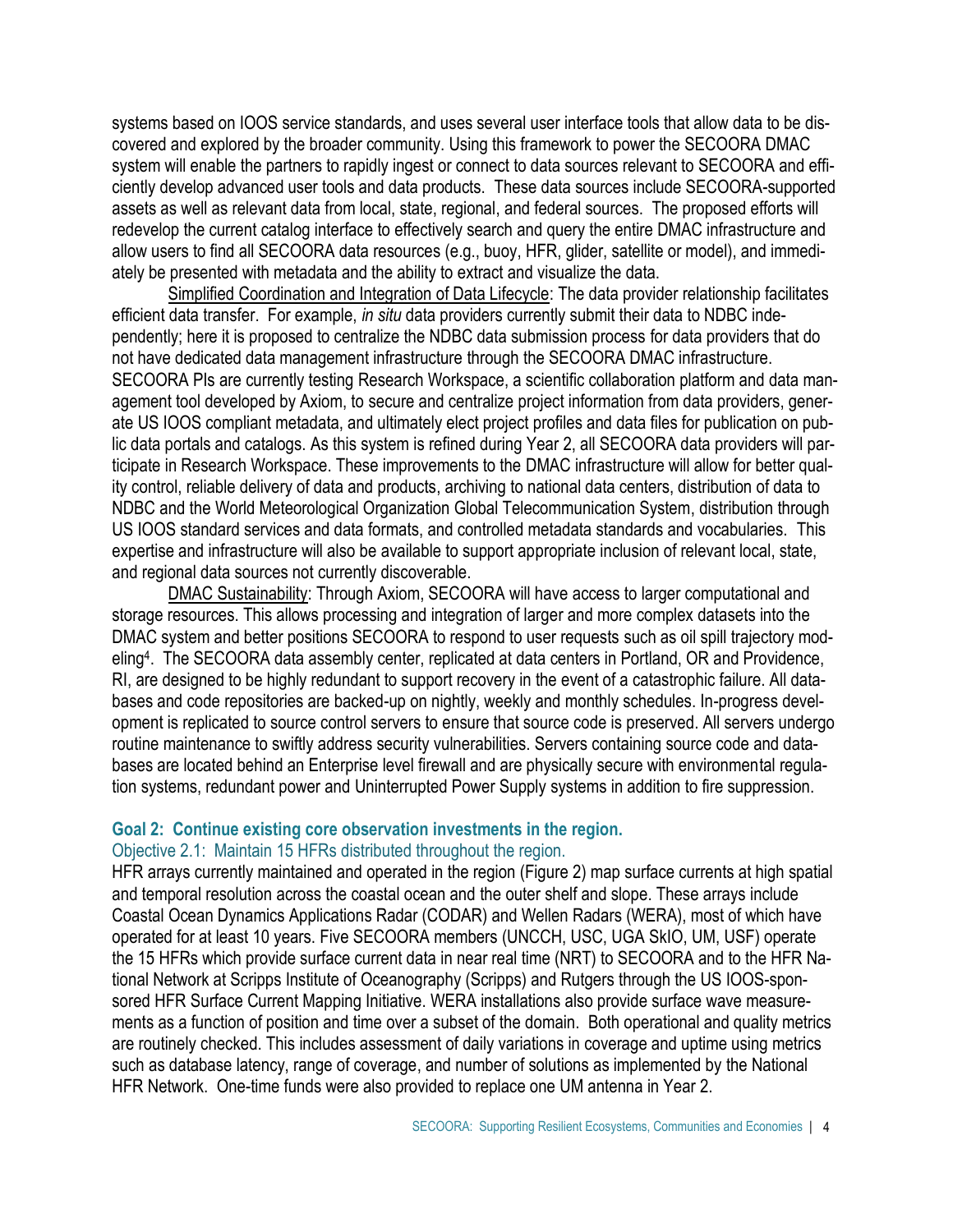systems based on IOOS service standards, and uses several user interface tools that allow data to be discovered and explored by the broader community. Using this framework to power the SECOORA DMAC system will enable the partners to rapidly ingest or connect to data sources relevant to SECOORA and efficiently develop advanced user tools and data products. These data sources include SECOORA-supported assets as well as relevant data from local, state, regional, and federal sources. The proposed efforts will redevelop the current catalog interface to effectively search and query the entire DMAC infrastructure and allow users to find all SECOORA data resources (e.g., buoy, HFR, glider, satellite or model), and immediately be presented with metadata and the ability to extract and visualize the data.

Simplified Coordination and Integration of Data Lifecycle: The data provider relationship facilitates efficient data transfer. For example, *in situ* data providers currently submit their data to NDBC independently; here it is proposed to centralize the NDBC data submission process for data providers that do not have dedicated data management infrastructure through the SECOORA DMAC infrastructure. SECOORA PIs are currently testing Research Workspace, a scientific collaboration platform and data management tool developed by Axiom, to secure and centralize project information from data providers, generate US IOOS compliant metadata, and ultimately elect project profiles and data files for publication on public data portals and catalogs. As this system is refined during Year 2, all SECOORA data providers will participate in Research Workspace. These improvements to the DMAC infrastructure will allow for better quality control, reliable delivery of data and products, archiving to national data centers, distribution of data to NDBC and the World Meteorological Organization Global Telecommunication System, distribution through US IOOS standard services and data formats, and controlled metadata standards and vocabularies. This expertise and infrastructure will also be available to support appropriate inclusion of relevant local, state, and regional data sources not currently discoverable.

DMAC Sustainability: Through Axiom, SECOORA will have access to larger computational and storage resources. This allows processing and integration of larger and more complex datasets into the DMAC system and better positions SECOORA to respond to user requests such as oil spill trajectory modeling[4]. The SECOORA data assembly center, replicated at data centers in Portland, OR and Providence, RI, are designed to be highly redundant to support recovery in the event of a catastrophic failure. All databases and code repositories are backed-up on nightly, weekly and monthly schedules. In-progress development is replicated to source control servers to ensure that source code is preserved. All servers undergo routine maintenance to swiftly address security vulnerabilities. Servers containing source code and databases are located behind an Enterprise level firewall and are physically secure with environmental regulation systems, redundant power and Uninterrupted Power Supply systems in addition to fire suppression.

## Goal 2: Continue existing core observation investments in the region.

### Objective 2.1: Maintain 15 HFRs distributed throughout the region.

HFR arrays currently maintained and operated in the region (Figure 2) map surface currents at high spatial and temporal resolution across the coastal ocean and the outer shelf and slope. These arrays include Coastal Ocean Dynamics Applications Radar (CODAR) and Wellen Radars (WERA), most of which have operated for at least 10 years. Five SECOORA members (UNCCH, USC, UGA SkIO, UM, USF) operate the 15 HFRs which provide surface current data in near real time (NRT) to SECOORA and to the HFR National Network at Scripps Institute of Oceanography (Scripps) and Rutgers through the US IOOS-sponsored HFR Surface Current Mapping Initiative. WERA installations also provide surface wave measurements as a function of position and time over a subset of the domain. Both operational and quality metrics are routinely checked. This includes assessment of daily variations in coverage and uptime using metrics such as database latency, range of coverage, and number of solutions as implemented by the National HFR Network. One-time funds were also provided to replace one UM antenna in Year 2.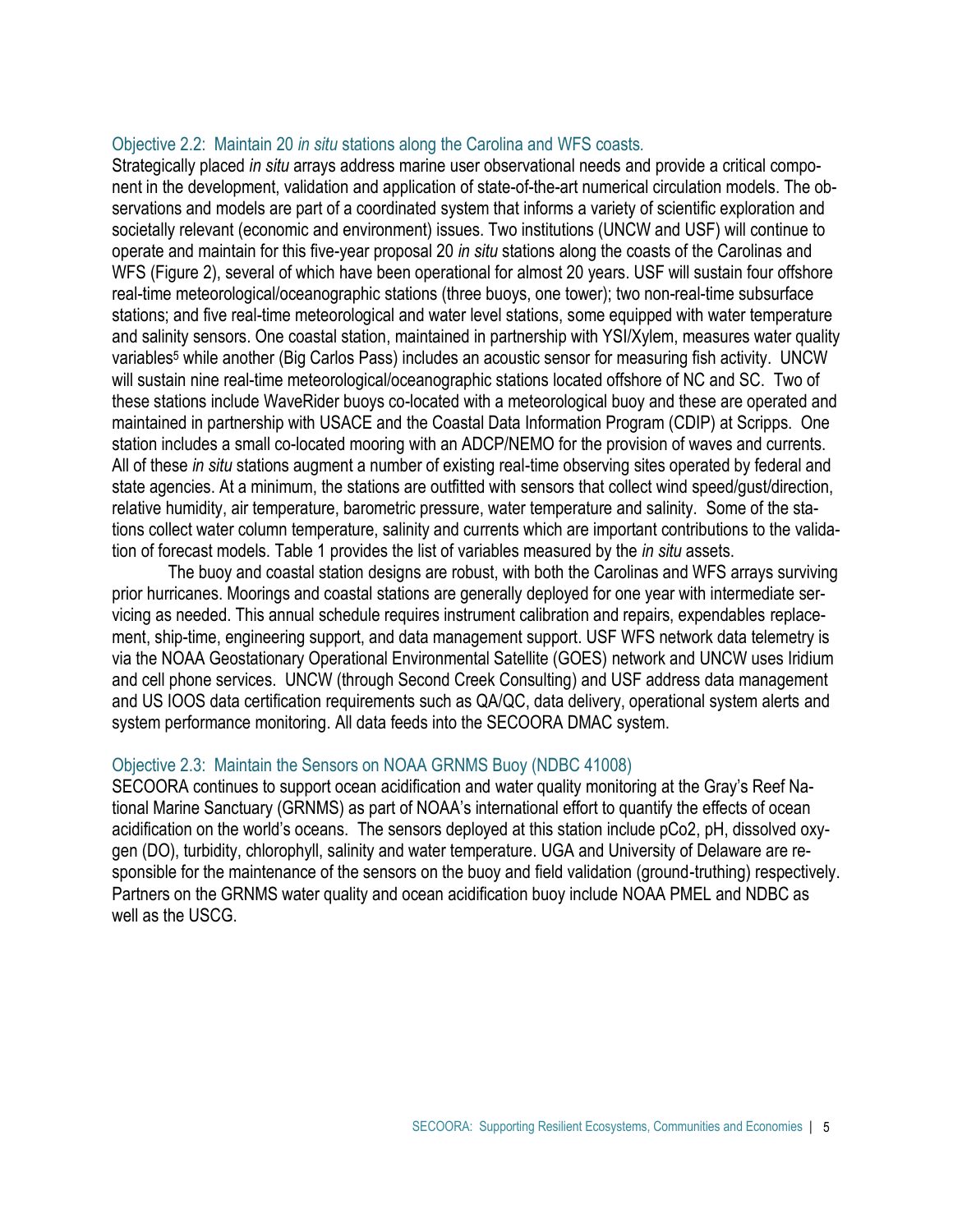### Objective 2.2: Maintain 20 *in situ* stations along the Carolina and WFS coasts.

Strategically placed *in situ* arrays address marine user observational needs and provide a critical component in the development, validation and application of state-of-the-art numerical circulation models. The observations and models are part of a coordinated system that informs a variety of scientific exploration and societally relevant (economic and environment) issues. Two institutions (UNCW and USF) will continue to operate and maintain for this five-year proposal 20 *in situ* stations along the coasts of the Carolinas and WFS (Figure 2), several of which have been operational for almost 20 years. USF will sustain four offshore real-time meteorological/oceanographic stations (three buoys, one tower); two non-real-time subsurface stations; and five real-time meteorological and water level stations, some equipped with water temperature and salinity sensors. One coastal station, maintained in partnership with YSI/Xylem, measures water quality variables[5] while another (Big Carlos Pass) includes an acoustic sensor for measuring fish activity. UNCW will sustain nine real-time meteorological/oceanographic stations located offshore of NC and SC. Two of these stations include WaveRider buoys co-located with a meteorological buoy and these are operated and maintained in partnership with USACE and the Coastal Data Information Program (CDIP) at Scripps. One station includes a small co-located mooring with an ADCP/NEMO for the provision of waves and currents. All of these *in situ* stations augment a number of existing real-time observing sites operated by federal and state agencies. At a minimum, the stations are outfitted with sensors that collect wind speed/gust/direction, relative humidity, air temperature, barometric pressure, water temperature and salinity. Some of the stations collect water column temperature, salinity and currents which are important contributions to the validation of forecast models. Table 1 provides the list of variables measured by the *in situ* assets.

The buoy and coastal station designs are robust, with both the Carolinas and WFS arrays surviving prior hurricanes. Moorings and coastal stations are generally deployed for one year with intermediate servicing as needed. This annual schedule requires instrument calibration and repairs, expendables replacement, ship-time, engineering support, and data management support. USF WFS network data telemetry is via the NOAA Geostationary Operational Environmental Satellite (GOES) network and UNCW uses Iridium and cell phone services. UNCW (through Second Creek Consulting) and USF address data management and US IOOS data certification requirements such as QA/QC, data delivery, operational system alerts and system performance monitoring. All data feeds into the SECOORA DMAC system.

### Objective 2.3: Maintain the Sensors on NOAA GRNMS Buoy (NDBC 41008)

SECOORA continues to support ocean acidification and water quality monitoring at the Gray's Reef National Marine Sanctuary (GRNMS) as part of NOAA's international effort to quantify the effects of ocean acidification on the world's oceans. The sensors deployed at this station include pCo2, pH, dissolved oxygen (DO), turbidity, chlorophyll, salinity and water temperature. UGA and University of Delaware are responsible for the maintenance of the sensors on the buoy and field validation (ground-truthing) respectively. Partners on the GRNMS water quality and ocean acidification buoy include NOAA PMEL and NDBC as well as the USCG.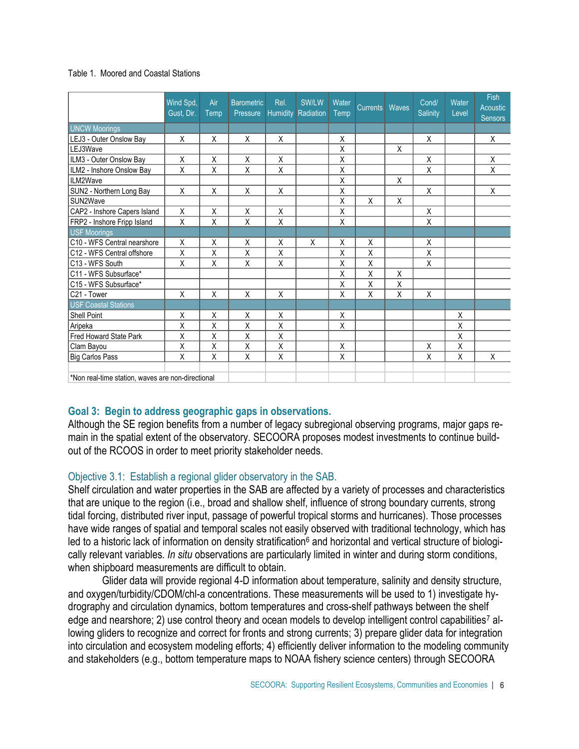Table 1. Moored and Coastal Stations

| | Wind Spd, Gust, Dir. | Air Temp | Barometric Pressure | Rel. Humidity | SW/LW Radiation | Water Temp | Currents | Waves | Cond/ Salinity | Water Level | Fish Acoustic Sensors |
|---|---|---|---|---|---|---|---|---|---|---|---|
| **UNCW Moorings** | | | | | | | | | | | |
| LEJ3 - Outer Onslow Bay | X | X | X | X | | X | | | X | | X |
| LEJ3Wave | | | | | | X | | X | | | |
| ILM3 - Outer Onslow Bay | X | X | X | X | | X | | | X | | X |
| ILM2 - Inshore Onslow Bay | X | X | X | X | | X | | | X | | X |
| ILM2Wave | | | | | | X | | X | | | |
| SUN2 - Northern Long Bay | X | X | X | X | | X | | | X | | X |
| SUN2Wave | | | | | | X | X | X | | | |
| CAP2 - Inshore Capers Island | X | X | X | X | | X | | | X | | |
| FRP2 - Inshore Fripp Island | X | X | X | X | | X | | | X | | |
| **USF Moorings** | | | | | | | | | | | |
| C10 - WFS Central nearshore | X | X | X | X | X | X | X | | X | | |
| C12 - WFS Central offshore | X | X | X | X | | X | X | | X | | |
| C13 - WFS South | X | X | X | X | | X | X | | X | | |
| C11 - WFS Subsurface* | | | | | | X | X | X | | | |
| C15 - WFS Subsurface* | | | | | | X | X | X | | | |
| C21 - Tower | X | X | X | X | | X | X | X | X | | |
| **USF Coastal Stations** | | | | | | | | | | | |
| Shell Point | X | X | X | X | | X | | | | X | |
| Aripeka | X | X | X | X | | X | | | | X | |
| Fred Howard State Park | X | X | X | X | | | | | | X | |
| Clam Bayou | X | X | X | X | | X | | | X | X | |
| Big Carlos Pass | X | X | X | X | | X | | | X | X | X |

*Non real-time station, waves are non-directional

## Goal 3: Begin to address geographic gaps in observations.

Although the SE region benefits from a number of legacy subregional observing programs, major gaps remain in the spatial extent of the observatory. SECOORA proposes modest investments to continue build-out of the RCOOS in order to meet priority stakeholder needs.

### Objective 3.1: Establish a regional glider observatory in the SAB.

Shelf circulation and water properties in the SAB are affected by a variety of processes and characteristics that are unique to the region (i.e., broad and shallow shelf, influence of strong boundary currents, strong tidal forcing, distributed river input, passage of powerful tropical storms and hurricanes). Those processes have wide ranges of spatial and temporal scales not easily observed with traditional technology, which has led to a historic lack of information on density stratification[6] and horizontal and vertical structure of biologically relevant variables. *In situ* observations are particularly limited in winter and during storm conditions, when shipboard measurements are difficult to obtain.

Glider data will provide regional 4-D information about temperature, salinity and density structure, and oxygen/turbidity/CDOM/chl-a concentrations. These measurements will be used to 1) investigate hydrography and circulation dynamics, bottom temperatures and cross-shelf pathways between the shelf edge and nearshore; 2) use control theory and ocean models to develop intelligent control capabilities[7] allowing gliders to recognize and correct for fronts and strong currents; 3) prepare glider data for integration into circulation and ecosystem modeling efforts; 4) efficiently deliver information to the modeling community and stakeholders (e.g., bottom temperature maps to NOAA fishery science centers) through SECOORA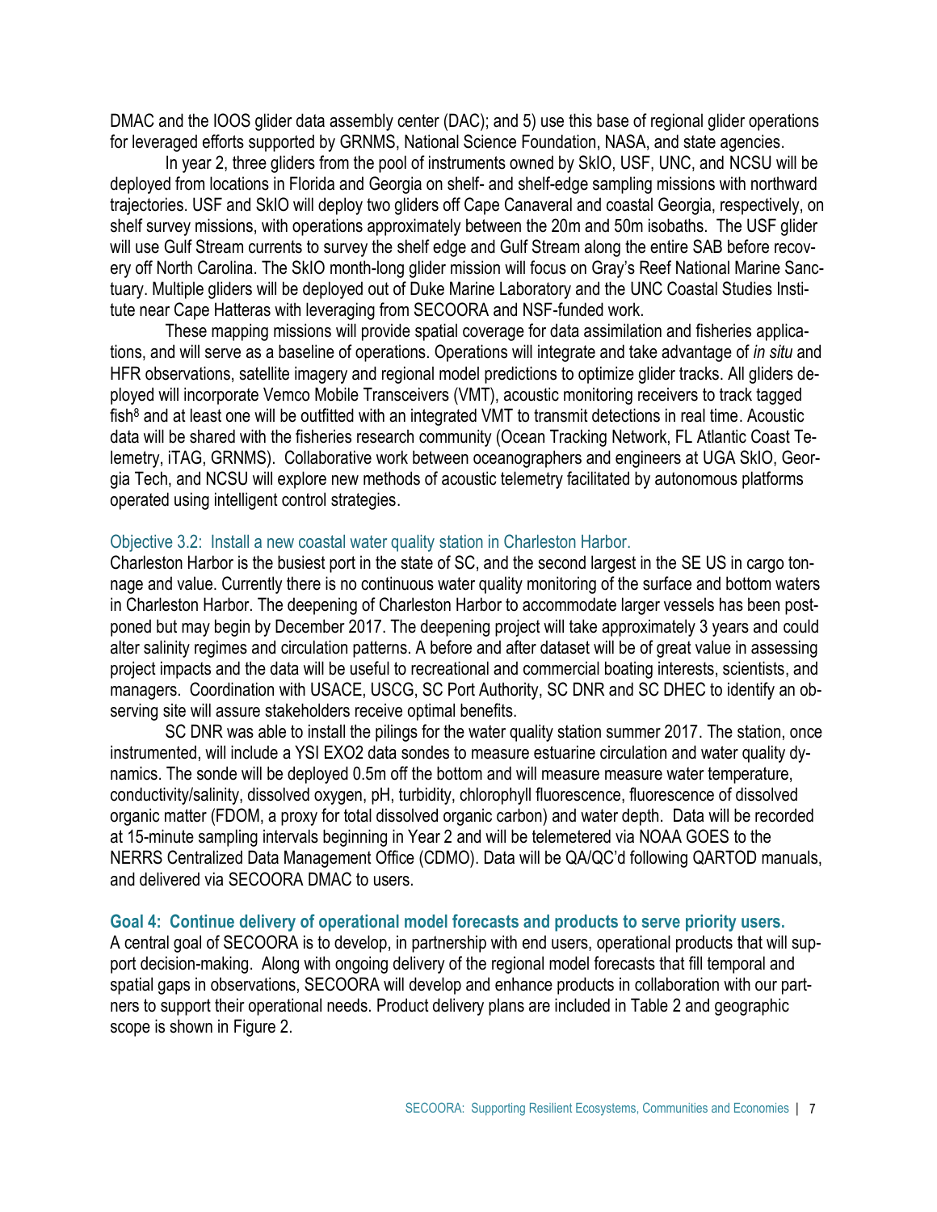DMAC and the IOOS glider data assembly center (DAC); and 5) use this base of regional glider operations for leveraged efforts supported by GRNMS, National Science Foundation, NASA, and state agencies.

In year 2, three gliders from the pool of instruments owned by SkIO, USF, UNC, and NCSU will be deployed from locations in Florida and Georgia on shelf- and shelf-edge sampling missions with northward trajectories. USF and SkIO will deploy two gliders off Cape Canaveral and coastal Georgia, respectively, on shelf survey missions, with operations approximately between the 20m and 50m isobaths. The USF glider will use Gulf Stream currents to survey the shelf edge and Gulf Stream along the entire SAB before recovery off North Carolina. The SkIO month-long glider mission will focus on Gray's Reef National Marine Sanctuary. Multiple gliders will be deployed out of Duke Marine Laboratory and the UNC Coastal Studies Institute near Cape Hatteras with leveraging from SECOORA and NSF-funded work.

These mapping missions will provide spatial coverage for data assimilation and fisheries applications, and will serve as a baseline of operations. Operations will integrate and take advantage of *in situ* and HFR observations, satellite imagery and regional model predictions to optimize glider tracks. All gliders deployed will incorporate Vemco Mobile Transceivers (VMT), acoustic monitoring receivers to track tagged fish[8] and at least one will be outfitted with an integrated VMT to transmit detections in real time. Acoustic data will be shared with the fisheries research community (Ocean Tracking Network, FL Atlantic Coast Telemetry, iTAG, GRNMS). Collaborative work between oceanographers and engineers at UGA SkIO, Georgia Tech, and NCSU will explore new methods of acoustic telemetry facilitated by autonomous platforms operated using intelligent control strategies.

### Objective 3.2: Install a new coastal water quality station in Charleston Harbor.

Charleston Harbor is the busiest port in the state of SC, and the second largest in the SE US in cargo tonnage and value. Currently there is no continuous water quality monitoring of the surface and bottom waters in Charleston Harbor. The deepening of Charleston Harbor to accommodate larger vessels has been postponed but may begin by December 2017. The deepening project will take approximately 3 years and could alter salinity regimes and circulation patterns. A before and after dataset will be of great value in assessing project impacts and the data will be useful to recreational and commercial boating interests, scientists, and managers. Coordination with USACE, USCG, SC Port Authority, SC DNR and SC DHEC to identify an observing site will assure stakeholders receive optimal benefits.

SC DNR was able to install the pilings for the water quality station summer 2017. The station, once instrumented, will include a YSI EXO2 data sondes to measure estuarine circulation and water quality dynamics. The sonde will be deployed 0.5m off the bottom and will measure measure water temperature, conductivity/salinity, dissolved oxygen, pH, turbidity, chlorophyll fluorescence, fluorescence of dissolved organic matter (FDOM, a proxy for total dissolved organic carbon) and water depth. Data will be recorded at 15-minute sampling intervals beginning in Year 2 and will be telemetered via NOAA GOES to the NERRS Centralized Data Management Office (CDMO). Data will be QA/QC'd following QARTOD manuals, and delivered via SECOORA DMAC to users.

## Goal 4: Continue delivery of operational model forecasts and products to serve priority users.

A central goal of SECOORA is to develop, in partnership with end users, operational products that will support decision-making. Along with ongoing delivery of the regional model forecasts that fill temporal and spatial gaps in observations, SECOORA will develop and enhance products in collaboration with our partners to support their operational needs. Product delivery plans are included in Table 2 and geographic scope is shown in Figure 2.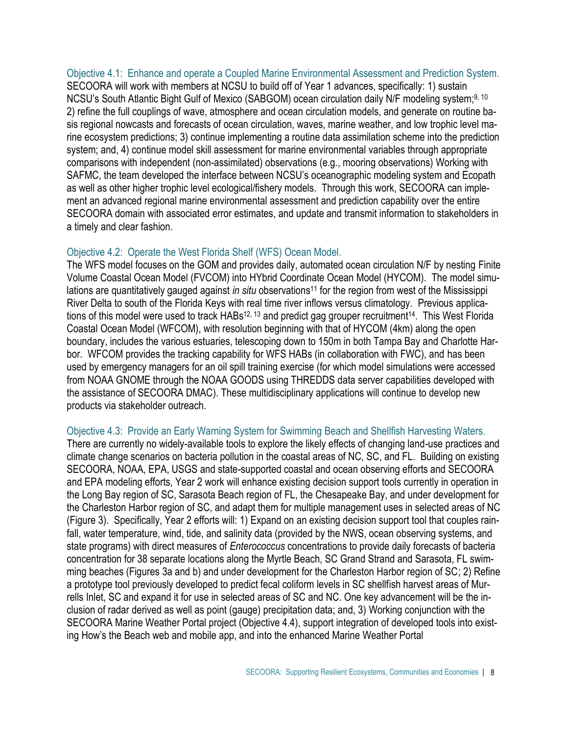### Objective 4.1: Enhance and operate a Coupled Marine Environmental Assessment and Prediction System.

SECOORA will work with members at NCSU to build off of Year 1 advances, specifically: 1) sustain NCSU's South Atlantic Bight Gulf of Mexico (SABGOM) ocean circulation daily N/F modeling system;[9, 10] 2) refine the full couplings of wave, atmosphere and ocean circulation models, and generate on routine basis regional nowcasts and forecasts of ocean circulation, waves, marine weather, and low trophic level marine ecosystem predictions; 3) continue implementing a routine data assimilation scheme into the prediction system; and, 4) continue model skill assessment for marine environmental variables through appropriate comparisons with independent (non-assimilated) observations (e.g., mooring observations) Working with SAFMC, the team developed the interface between NCSU's oceanographic modeling system and Ecopath as well as other higher trophic level ecological/fishery models. Through this work, SECOORA can implement an advanced regional marine environmental assessment and prediction capability over the entire SECOORA domain with associated error estimates, and update and transmit information to stakeholders in a timely and clear fashion.

### Objective 4.2: Operate the West Florida Shelf (WFS) Ocean Model.

The WFS model focuses on the GOM and provides daily, automated ocean circulation N/F by nesting Finite Volume Coastal Ocean Model (FVCOM) into HYbrid Coordinate Ocean Model (HYCOM). The model simulations are quantitatively gauged against *in situ* observations[11] for the region from west of the Mississippi River Delta to south of the Florida Keys with real time river inflows versus climatology. Previous applications of this model were used to track HABs[12, 13] and predict gag grouper recruitment[14]. This West Florida Coastal Ocean Model (WFCOM), with resolution beginning with that of HYCOM (4km) along the open boundary, includes the various estuaries, telescoping down to 150m in both Tampa Bay and Charlotte Harbor. WFCOM provides the tracking capability for WFS HABs (in collaboration with FWC), and has been used by emergency managers for an oil spill training exercise (for which model simulations were accessed from NOAA GNOME through the NOAA GOODS using THREDDS data server capabilities developed with the assistance of SECOORA DMAC). These multidisciplinary applications will continue to develop new products via stakeholder outreach.

### Objective 4.3: Provide an Early Warning System for Swimming Beach and Shellfish Harvesting Waters.

There are currently no widely-available tools to explore the likely effects of changing land-use practices and climate change scenarios on bacteria pollution in the coastal areas of NC, SC, and FL. Building on existing SECOORA, NOAA, EPA, USGS and state-supported coastal and ocean observing efforts and SECOORA and EPA modeling efforts, Year 2 work will enhance existing decision support tools currently in operation in the Long Bay region of SC, Sarasota Beach region of FL, the Chesapeake Bay, and under development for the Charleston Harbor region of SC, and adapt them for multiple management uses in selected areas of NC (Figure 3). Specifically, Year 2 efforts will: 1) Expand on an existing decision support tool that couples rainfall, water temperature, wind, tide, and salinity data (provided by the NWS, ocean observing systems, and state programs) with direct measures of *Enterococcus* concentrations to provide daily forecasts of bacteria concentration for 38 separate locations along the Myrtle Beach, SC Grand Strand and Sarasota, FL swimming beaches (Figures 3a and b) and under development for the Charleston Harbor region of SC; 2) Refine a prototype tool previously developed to predict fecal coliform levels in SC shellfish harvest areas of Murrells Inlet, SC and expand it for use in selected areas of SC and NC. One key advancement will be the inclusion of radar derived as well as point (gauge) precipitation data; and, 3) Working conjunction with the SECOORA Marine Weather Portal project (Objective 4.4), support integration of developed tools into existing How's the Beach web and mobile app, and into the enhanced Marine Weather Portal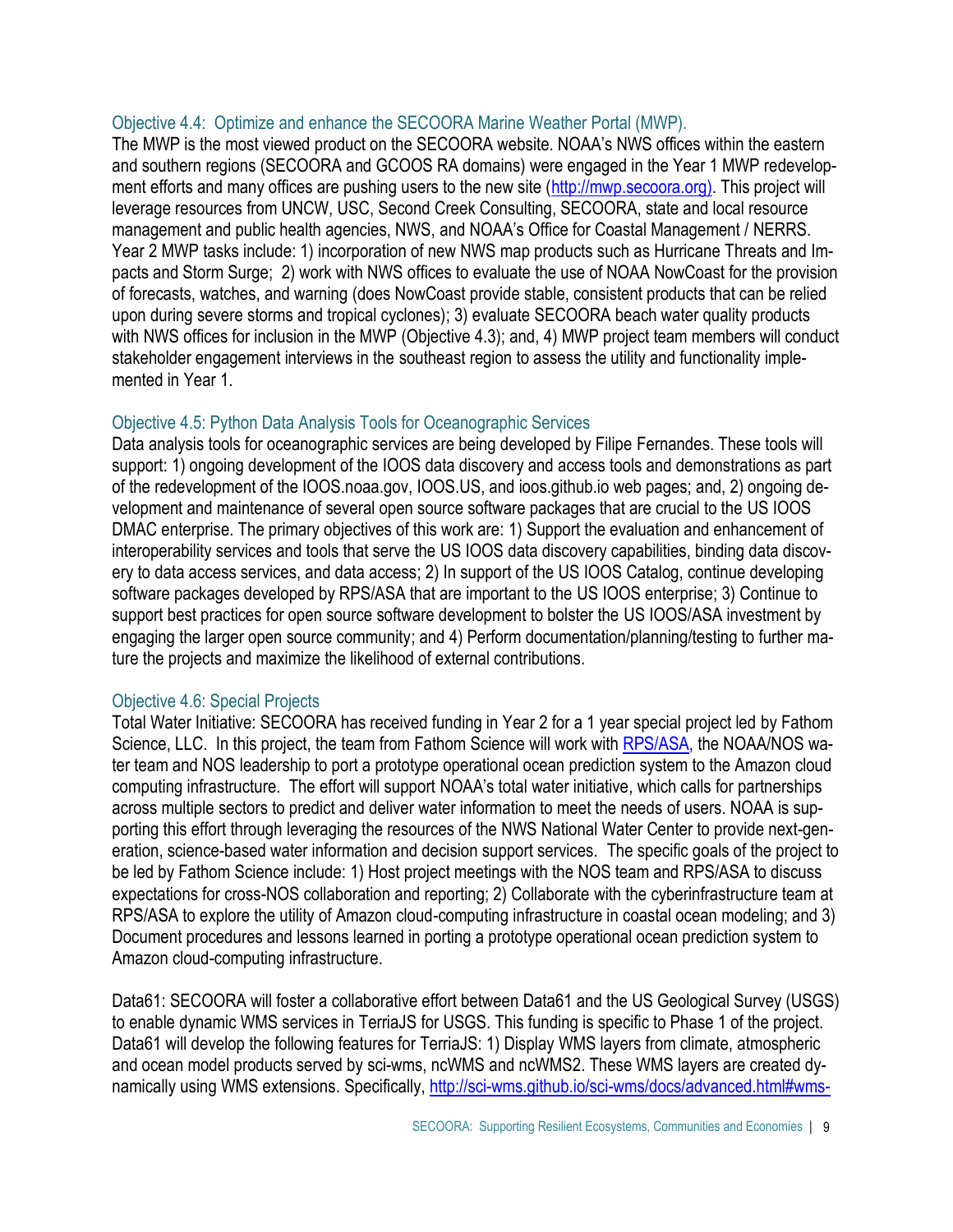### Objective 4.4: Optimize and enhance the SECOORA Marine Weather Portal (MWP).

The MWP is the most viewed product on the SECOORA website. NOAA's NWS offices within the eastern and southern regions (SECOORA and GCOOS RA domains) were engaged in the Year 1 MWP redevelopment efforts and many offices are pushing users to the new site (http://mwp.secoora.org). This project will leverage resources from UNCW, USC, Second Creek Consulting, SECOORA, state and local resource management and public health agencies, NWS, and NOAA's Office for Coastal Management / NERRS. Year 2 MWP tasks include: 1) incorporation of new NWS map products such as Hurricane Threats and Impacts and Storm Surge; 2) work with NWS offices to evaluate the use of NOAA NowCoast for the provision of forecasts, watches, and warning (does NowCoast provide stable, consistent products that can be relied upon during severe storms and tropical cyclones); 3) evaluate SECOORA beach water quality products with NWS offices for inclusion in the MWP (Objective 4.3); and, 4) MWP project team members will conduct stakeholder engagement interviews in the southeast region to assess the utility and functionality implemented in Year 1.

### Objective 4.5: Python Data Analysis Tools for Oceanographic Services

Data analysis tools for oceanographic services are being developed by Filipe Fernandes. These tools will support: 1) ongoing development of the IOOS data discovery and access tools and demonstrations as part of the redevelopment of the IOOS.noaa.gov, IOOS.US, and ioos.github.io web pages; and, 2) ongoing development and maintenance of several open source software packages that are crucial to the US IOOS DMAC enterprise. The primary objectives of this work are: 1) Support the evaluation and enhancement of interoperability services and tools that serve the US IOOS data discovery capabilities, binding data discovery to data access services, and data access; 2) In support of the US IOOS Catalog, continue developing software packages developed by RPS/ASA that are important to the US IOOS enterprise; 3) Continue to support best practices for open source software development to bolster the US IOOS/ASA investment by engaging the larger open source community; and 4) Perform documentation/planning/testing to further mature the projects and maximize the likelihood of external contributions.

### Objective 4.6: Special Projects

Total Water Initiative: SECOORA has received funding in Year 2 for a 1 year special project led by Fathom Science, LLC. In this project, the team from Fathom Science will work with RPS/ASA, the NOAA/NOS water team and NOS leadership to port a prototype operational ocean prediction system to the Amazon cloud computing infrastructure. The effort will support NOAA's total water initiative, which calls for partnerships across multiple sectors to predict and deliver water information to meet the needs of users. NOAA is supporting this effort through leveraging the resources of the NWS National Water Center to provide next-generation, science-based water information and decision support services. The specific goals of the project to be led by Fathom Science include: 1) Host project meetings with the NOS team and RPS/ASA to discuss expectations for cross-NOS collaboration and reporting; 2) Collaborate with the cyberinfrastructure team at RPS/ASA to explore the utility of Amazon cloud-computing infrastructure in coastal ocean modeling; and 3) Document procedures and lessons learned in porting a prototype operational ocean prediction system to Amazon cloud-computing infrastructure.

Data61: SECOORA will foster a collaborative effort between Data61 and the US Geological Survey (USGS) to enable dynamic WMS services in TerriaJS for USGS. This funding is specific to Phase 1 of the project. Data61 will develop the following features for TerriaJS: 1) Display WMS layers from climate, atmospheric and ocean model products served by sci-wms, ncWMS and ncWMS2. These WMS layers are created dynamically using WMS extensions. Specifically, http://sci-wms.github.io/sci-wms/docs/advanced.html#wms-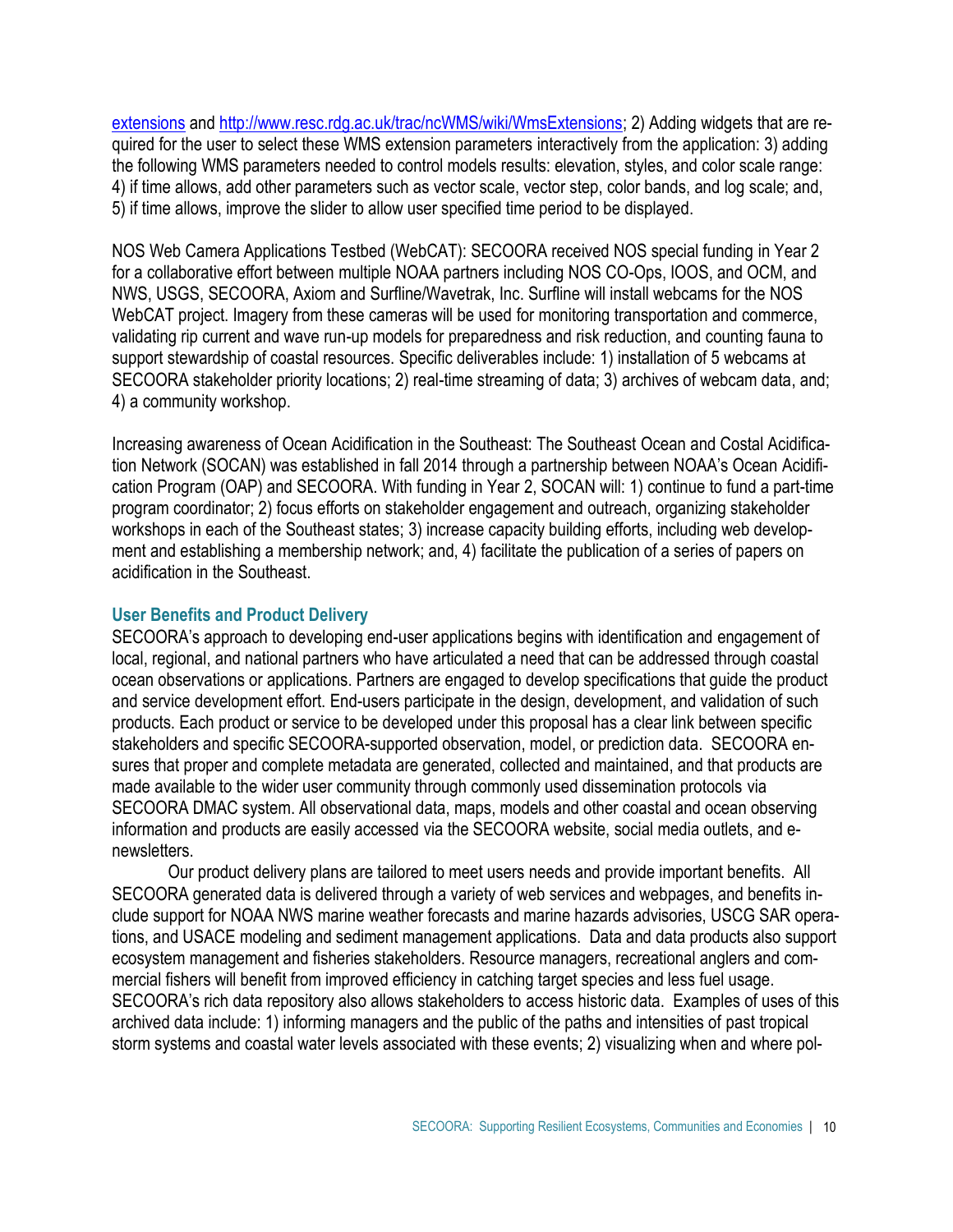extensions and http://www.resc.rdg.ac.uk/trac/ncWMS/wiki/WmsExtensions; 2) Adding widgets that are required for the user to select these WMS extension parameters interactively from the application: 3) adding the following WMS parameters needed to control models results: elevation, styles, and color scale range: 4) if time allows, add other parameters such as vector scale, vector step, color bands, and log scale; and, 5) if time allows, improve the slider to allow user specified time period to be displayed.

NOS Web Camera Applications Testbed (WebCAT): SECOORA received NOS special funding in Year 2 for a collaborative effort between multiple NOAA partners including NOS CO-Ops, IOOS, and OCM, and NWS, USGS, SECOORA, Axiom and Surfline/Wavetrak, Inc. Surfline will install webcams for the NOS WebCAT project. Imagery from these cameras will be used for monitoring transportation and commerce, validating rip current and wave run-up models for preparedness and risk reduction, and counting fauna to support stewardship of coastal resources. Specific deliverables include: 1) installation of 5 webcams at SECOORA stakeholder priority locations; 2) real-time streaming of data; 3) archives of webcam data, and; 4) a community workshop.

Increasing awareness of Ocean Acidification in the Southeast: The Southeast Ocean and Costal Acidification Network (SOCAN) was established in fall 2014 through a partnership between NOAA's Ocean Acidification Program (OAP) and SECOORA. With funding in Year 2, SOCAN will: 1) continue to fund a part-time program coordinator; 2) focus efforts on stakeholder engagement and outreach, organizing stakeholder workshops in each of the Southeast states; 3) increase capacity building efforts, including web development and establishing a membership network; and, 4) facilitate the publication of a series of papers on acidification in the Southeast.

## User Benefits and Product Delivery

SECOORA's approach to developing end-user applications begins with identification and engagement of local, regional, and national partners who have articulated a need that can be addressed through coastal ocean observations or applications. Partners are engaged to develop specifications that guide the product and service development effort. End-users participate in the design, development, and validation of such products. Each product or service to be developed under this proposal has a clear link between specific stakeholders and specific SECOORA-supported observation, model, or prediction data. SECOORA ensures that proper and complete metadata are generated, collected and maintained, and that products are made available to the wider user community through commonly used dissemination protocols via SECOORA DMAC system. All observational data, maps, models and other coastal and ocean observing information and products are easily accessed via the SECOORA website, social media outlets, and e-newsletters.

Our product delivery plans are tailored to meet users needs and provide important benefits. All SECOORA generated data is delivered through a variety of web services and webpages, and benefits include support for NOAA NWS marine weather forecasts and marine hazards advisories, USCG SAR operations, and USACE modeling and sediment management applications. Data and data products also support ecosystem management and fisheries stakeholders. Resource managers, recreational anglers and commercial fishers will benefit from improved efficiency in catching target species and less fuel usage. SECOORA's rich data repository also allows stakeholders to access historic data. Examples of uses of this archived data include: 1) informing managers and the public of the paths and intensities of past tropical storm systems and coastal water levels associated with these events; 2) visualizing when and where pol-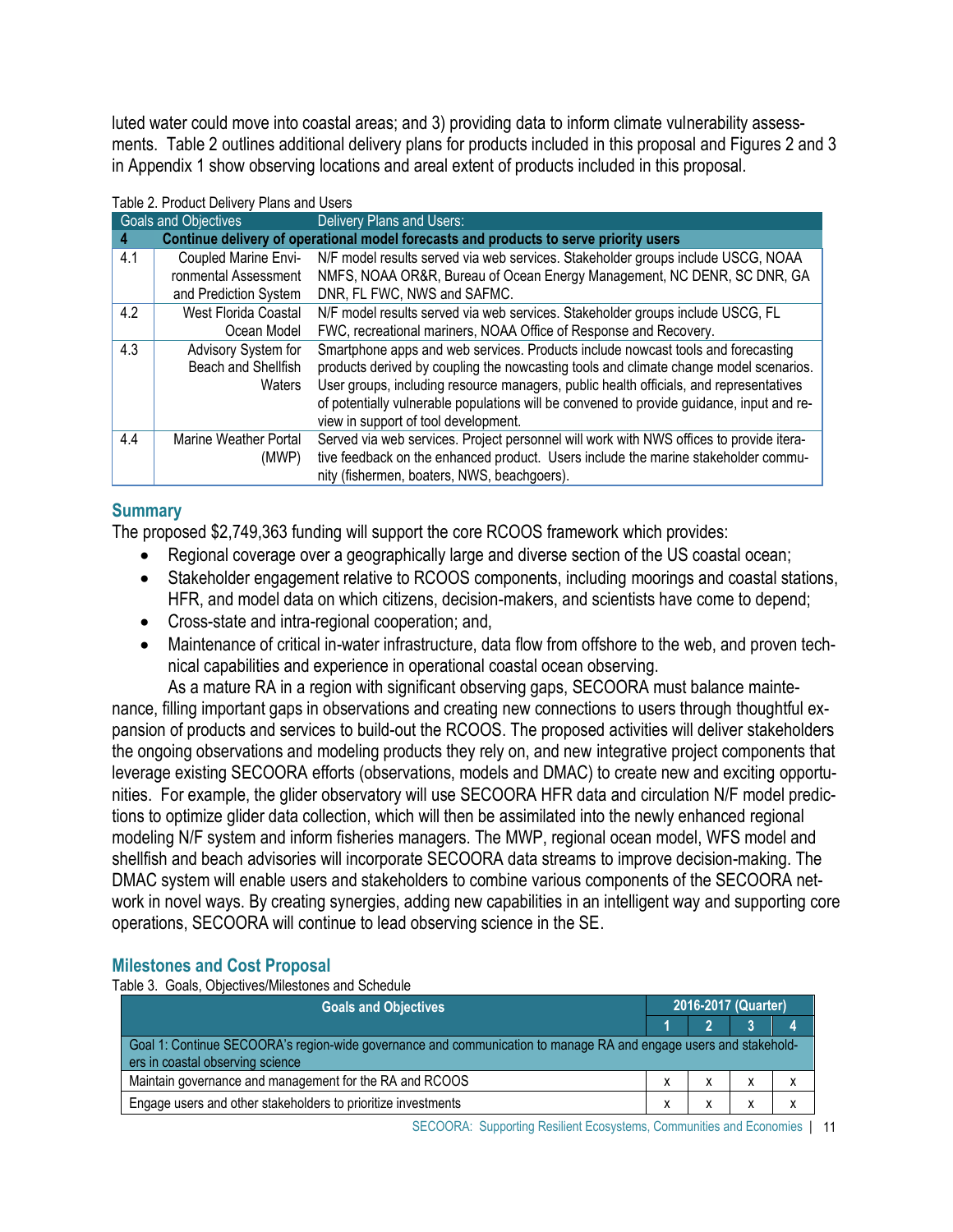luted water could move into coastal areas; and 3) providing data to inform climate vulnerability assessments. Table 2 outlines additional delivery plans for products included in this proposal and Figures 2 and 3 in Appendix 1 show observing locations and areal extent of products included in this proposal.

Table 2. Product Delivery Plans and Users

| Goals and Objectives | | Delivery Plans and Users: |
|---|---|---|
| **4** | **Continue delivery of operational model forecasts and products to serve priority users** | |
| 4.1 | Coupled Marine Environmental Assessment and Prediction System | N/F model results served via web services. Stakeholder groups include USCG, NOAA NMFS, NOAA OR&R, Bureau of Ocean Energy Management, NC DENR, SC DNR, GA DNR, FL FWC, NWS and SAFMC. |
| 4.2 | West Florida Coastal Ocean Model | N/F model results served via web services. Stakeholder groups include USCG, FL FWC, recreational mariners, NOAA Office of Response and Recovery. |
| 4.3 | Advisory System for Beach and Shellfish Waters | Smartphone apps and web services. Products include nowcast tools and forecasting products derived by coupling the nowcasting tools and climate change model scenarios. User groups, including resource managers, public health officials, and representatives of potentially vulnerable populations will be convened to provide guidance, input and review in support of tool development. |
| 4.4 | Marine Weather Portal (MWP) | Served via web services. Project personnel will work with NWS offices to provide iterative feedback on the enhanced product. Users include the marine stakeholder community (fishermen, boaters, NWS, beachgoers). |

## Summary

The proposed $2,749,363 funding will support the core RCOOS framework which provides:

- Regional coverage over a geographically large and diverse section of the US coastal ocean;
- Stakeholder engagement relative to RCOOS components, including moorings and coastal stations, HFR, and model data on which citizens, decision-makers, and scientists have come to depend;
- Cross-state and intra-regional cooperation; and,
- Maintenance of critical in-water infrastructure, data flow from offshore to the web, and proven technical capabilities and experience in operational coastal ocean observing.

As a mature RA in a region with significant observing gaps, SECOORA must balance maintenance, filling important gaps in observations and creating new connections to users through thoughtful expansion of products and services to build-out the RCOOS. The proposed activities will deliver stakeholders the ongoing observations and modeling products they rely on, and new integrative project components that leverage existing SECOORA efforts (observations, models and DMAC) to create new and exciting opportunities. For example, the glider observatory will use SECOORA HFR data and circulation N/F model predictions to optimize glider data collection, which will then be assimilated into the newly enhanced regional modeling N/F system and inform fisheries managers. The MWP, regional ocean model, WFS model and shellfish and beach advisories will incorporate SECOORA data streams to improve decision-making. The DMAC system will enable users and stakeholders to combine various components of the SECOORA network in novel ways. By creating synergies, adding new capabilities in an intelligent way and supporting core operations, SECOORA will continue to lead observing science in the SE.

## Milestones and Cost Proposal

Table 3. Goals, Objectives/Milestones and Schedule

| Goals and Objectives | 2016-2017 (Quarter) | | | |
|---|---|---|---|---|
| | 1 | 2 | 3 | 4 |
| Goal 1: Continue SECOORA's region-wide governance and communication to manage RA and engage users and stakeholders in coastal observing science | | | | |
| Maintain governance and management for the RA and RCOOS | x | x | x | x |
| Engage users and other stakeholders to prioritize investments | x | x | x | x |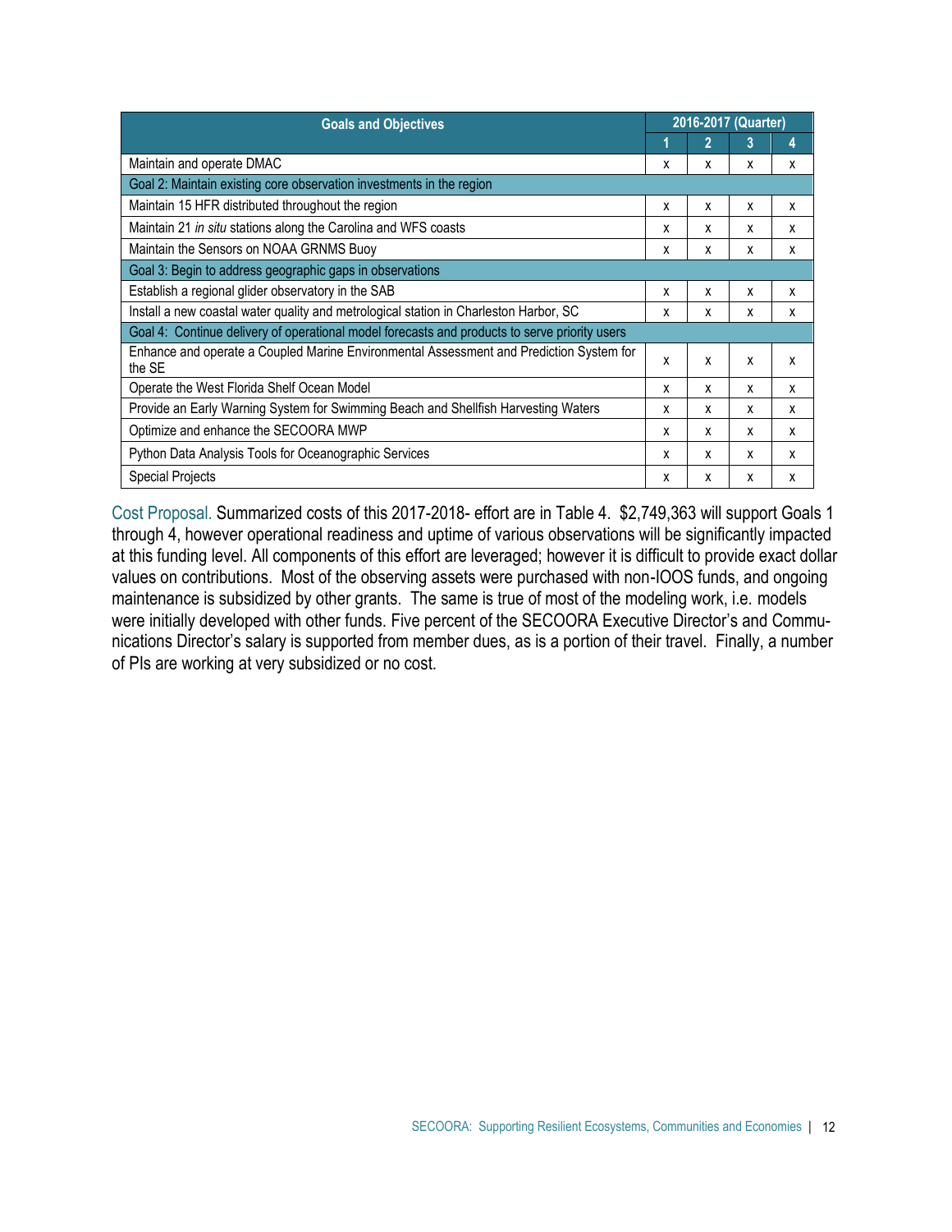| Goals and Objectives | 2016-2017 (Quarter) | | | |
|---|---|---|---|---|
| | 1 | 2 | 3 | 4 |
| Maintain and operate DMAC | x | x | x | x |
| Goal 2: Maintain existing core observation investments in the region | | | | |
| Maintain 15 HFR distributed throughout the region | x | x | x | x |
| Maintain 21 *in situ* stations along the Carolina and WFS coasts | x | x | x | x |
| Maintain the Sensors on NOAA GRNMS Buoy | x | x | x | x |
| Goal 3: Begin to address geographic gaps in observations | | | | |
| Establish a regional glider observatory in the SAB | x | x | x | x |
| Install a new coastal water quality and metrological station in Charleston Harbor, SC | x | x | x | x |
| Goal 4: Continue delivery of operational model forecasts and products to serve priority users | | | | |
| Enhance and operate a Coupled Marine Environmental Assessment and Prediction System for the SE | x | x | x | x |
| Operate the West Florida Shelf Ocean Model | x | x | x | x |
| Provide an Early Warning System for Swimming Beach and Shellfish Harvesting Waters | x | x | x | x |
| Optimize and enhance the SECOORA MWP | x | x | x | x |
| Python Data Analysis Tools for Oceanographic Services | x | x | x | x |
| Special Projects | x | x | x | x |

Cost Proposal. Summarized costs of this 2017-2018- effort are in Table 4. $2,749,363 will support Goals 1 through 4, however operational readiness and uptime of various observations will be significantly impacted at this funding level. All components of this effort are leveraged; however it is difficult to provide exact dollar values on contributions. Most of the observing assets were purchased with non-IOOS funds, and ongoing maintenance is subsidized by other grants. The same is true of most of the modeling work, i.e. models were initially developed with other funds. Five percent of the SECOORA Executive Director's and Communications Director's salary is supported from member dues, as is a portion of their travel. Finally, a number of PIs are working at very subsidized or no cost.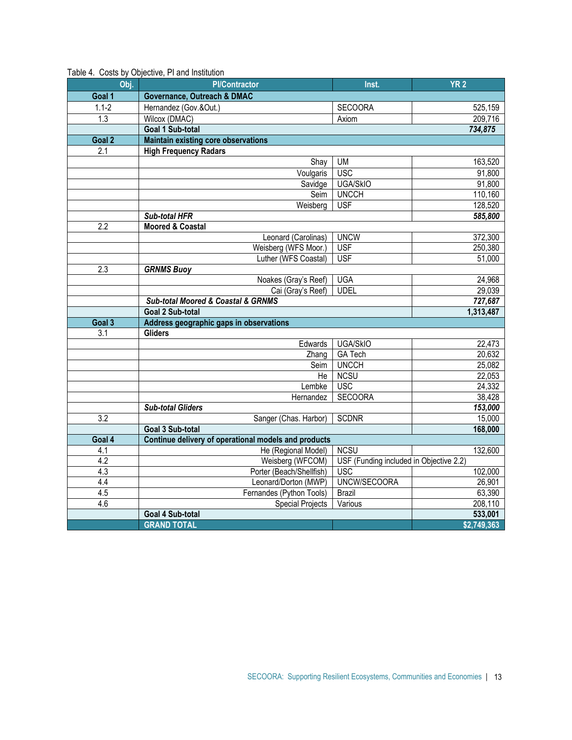Table 4. Costs by Objective, PI and Institution

| Obj. | PI/Contractor | Inst. | YR 2 |
|---|---|---|---|
| **Goal 1** | **Governance, Outreach & DMAC** | | |
| 1.1-2 | Hernandez (Gov.&Out.) | SECOORA | 525,159 |
| 1.3 | Wilcox (DMAC) | Axiom | 209,716 |
| | **Goal 1 Sub-total** | | ***734,875*** |
| **Goal 2** | **Maintain existing core observations** | | |
| 2.1 | **High Frequency Radars** | | |
| | Shay | UM | 163,520 |
| | Voulgaris | USC | 91,800 |
| | Savidge | UGA/SkIO | 91,800 |
| | Seim | UNCCH | 110,160 |
| | Weisberg | USF | 128,520 |
| | ***Sub-total HFR*** | | ***585,800*** |
| 2.2 | **Moored & Coastal** | | |
| | Leonard (Carolinas) | UNCW | 372,300 |
| | Weisberg (WFS Moor.) | USF | 250,380 |
| | Luther (WFS Coastal) | USF | 51,000 |
| 2.3 | ***GRNMS Buoy*** | | |
| | Noakes (Gray's Reef) | UGA | 24,968 |
| | Cai (Gray's Reef) | UDEL | 29,039 |
| | ***Sub-total Moored & Coastal & GRNMS*** | | ***727,687*** |
| | **Goal 2 Sub-total** | | **1,313,487** |
| **Goal 3** | **Address geographic gaps in observations** | | |
| 3.1 | **Gliders** | | |
| | Edwards | UGA/SkIO | 22,473 |
| | Zhang | GA Tech | 20,632 |
| | Seim | UNCCH | 25,082 |
| | He | NCSU | 22,053 |
| | Lembke | USC | 24,332 |
| | Hernandez | SECOORA | 38,428 |
| | ***Sub-total Gliders*** | | ***153,000*** |
| 3.2 | Sanger (Chas. Harbor) | SCDNR | 15,000 |
| | **Goal 3 Sub-total** | | **168,000** |
| **Goal 4** | **Continue delivery of operational models and products** | | |
| 4.1 | He (Regional Model) | NCSU | 132,600 |
| 4.2 | Weisberg (WFCOM) | USF (Funding included in Objective 2.2) | |
| 4.3 | Porter (Beach/Shellfish) | USC | 102,000 |
| 4.4 | Leonard/Dorton (MWP) | UNCW/SECOORA | 26,901 |
| 4.5 | Fernandes (Python Tools) | Brazil | 63,390 |
| 4.6 | Special Projects | Various | 208,110 |
| | **Goal 4 Sub-total** | | **533,001** |
| | **GRAND TOTAL** | | **$2,749,363** |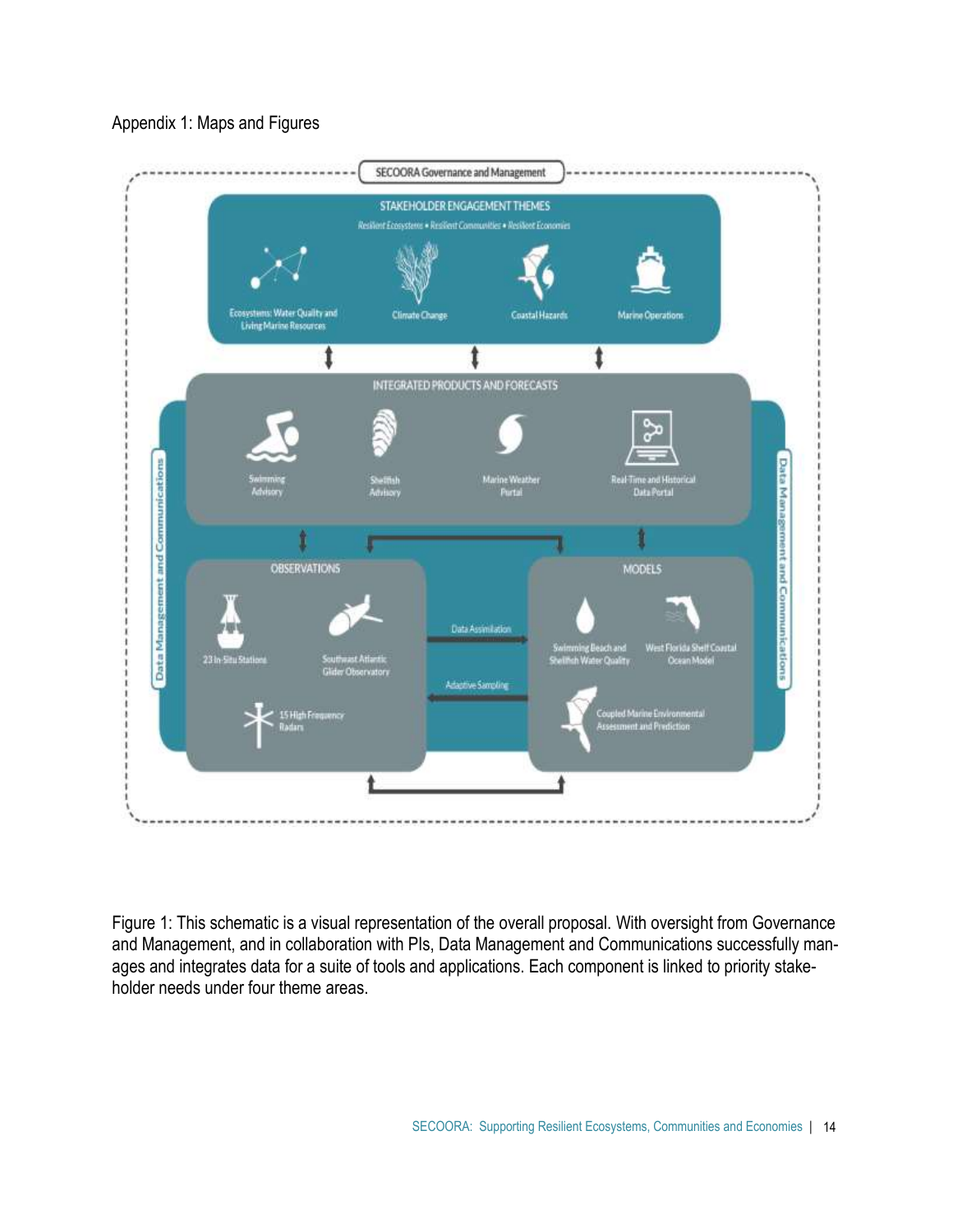Appendix 1: Maps and Figures

Figure 1: This schematic is a visual representation of the overall proposal. With oversight from Governance and Management, and in collaboration with PIs, Data Management and Communications successfully manages and integrates data for a suite of tools and applications. Each component is linked to priority stakeholder needs under four theme areas.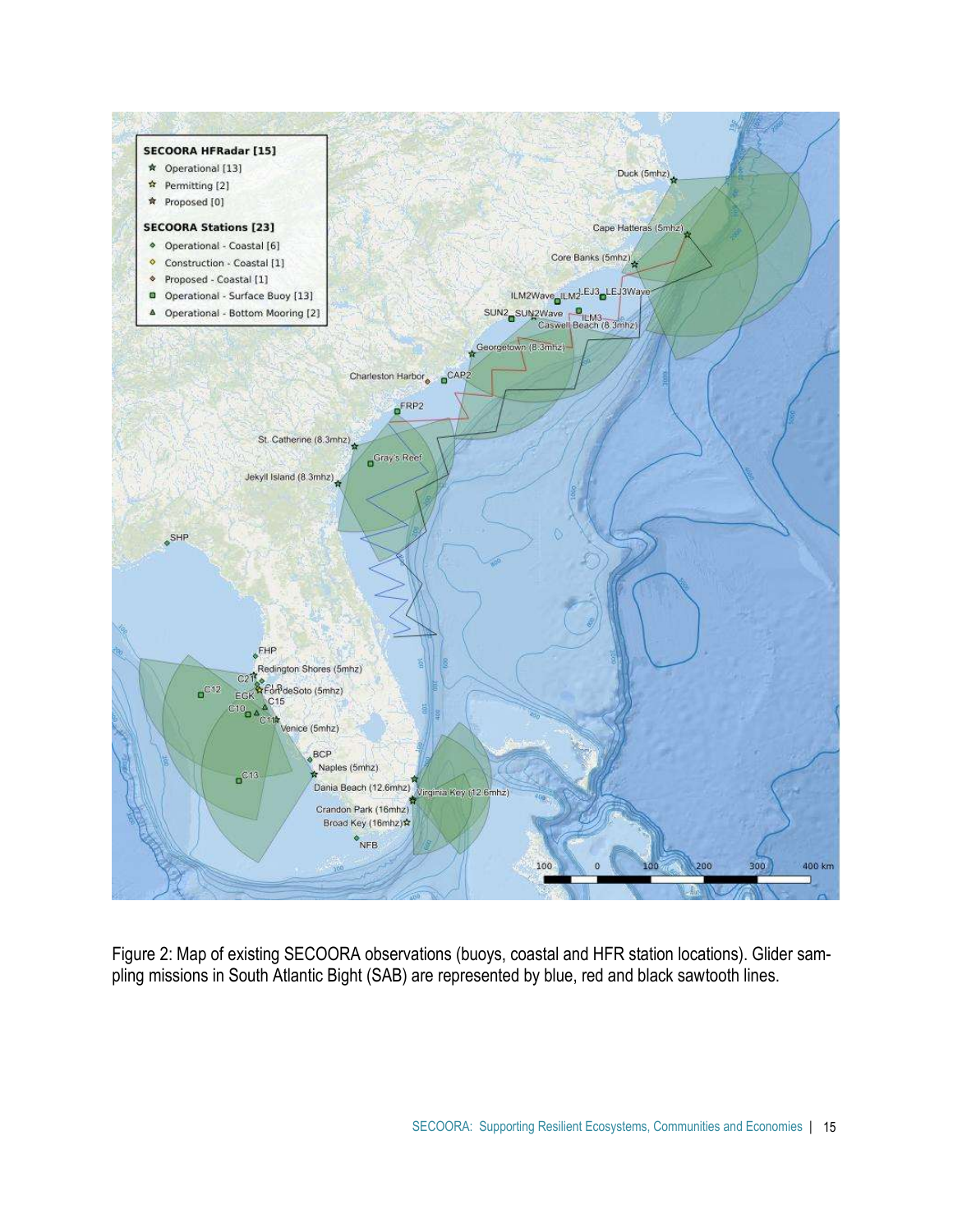Figure 2: Map of existing SECOORA observations (buoys, coastal and HFR station locations). Glider sampling missions in South Atlantic Bight (SAB) are represented by blue, red and black sawtooth lines.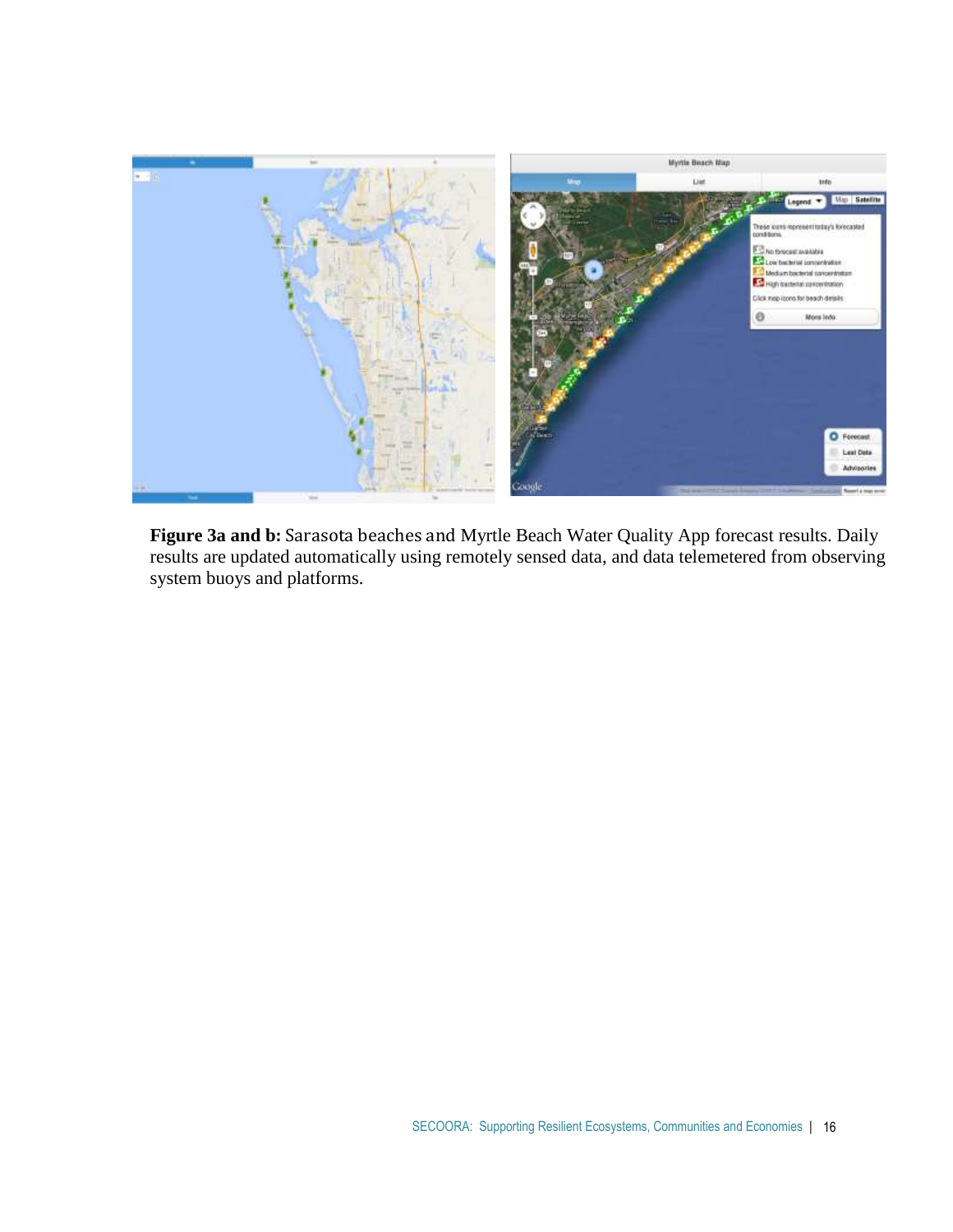**Figure 3a and b:** Sarasota beaches and Myrtle Beach Water Quality App forecast results. Daily results are updated automatically using remotely sensed data, and data telemetered from observing system buoys and platforms.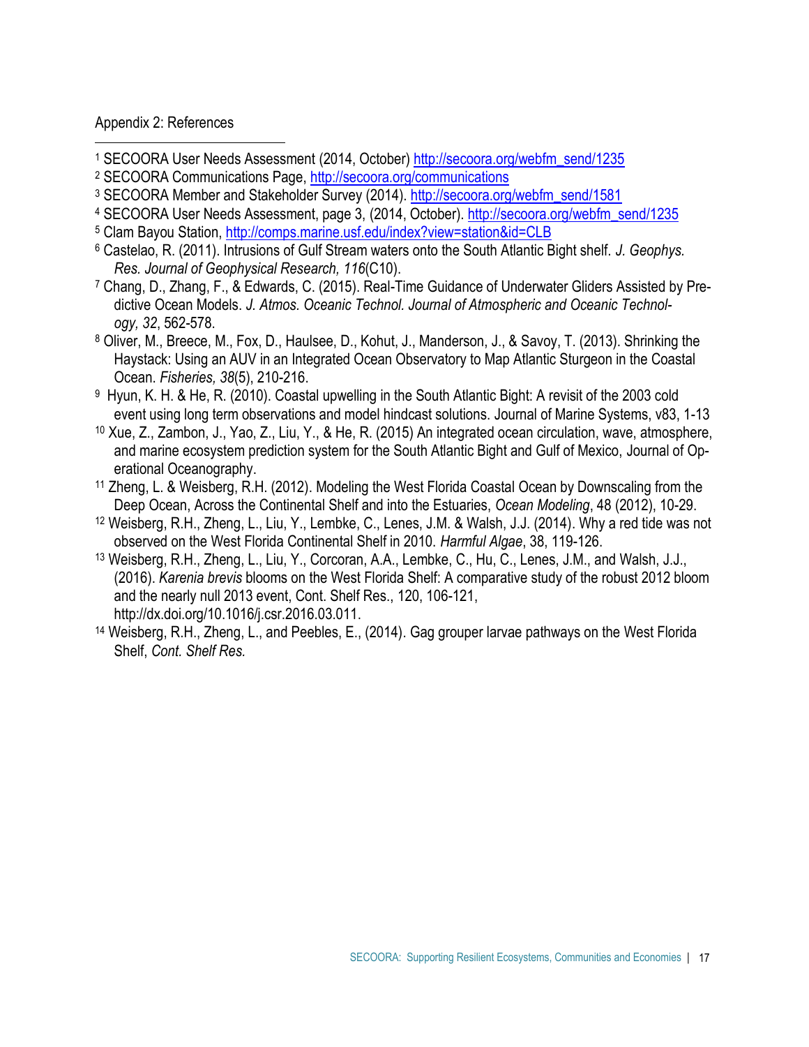Appendix 2: References

[1] SECOORA User Needs Assessment (2014, October) http://secoora.org/webfm_send/1235

[2] SECOORA Communications Page, http://secoora.org/communications

[3] SECOORA Member and Stakeholder Survey (2014). http://secoora.org/webfm_send/1581

[4] SECOORA User Needs Assessment, page 3, (2014, October). http://secoora.org/webfm_send/1235

[5] Clam Bayou Station, http://comps.marine.usf.edu/index?view=station&id=CLB

[6] Castelao, R. (2011). Intrusions of Gulf Stream waters onto the South Atlantic Bight shelf. *J. Geophys. Res. Journal of Geophysical Research, 116*(C10).

[7] Chang, D., Zhang, F., & Edwards, C. (2015). Real-Time Guidance of Underwater Gliders Assisted by Predictive Ocean Models. *J. Atmos. Oceanic Technol. Journal of Atmospheric and Oceanic Technology, 32*, 562-578.

[8] Oliver, M., Breece, M., Fox, D., Haulsee, D., Kohut, J., Manderson, J., & Savoy, T. (2013). Shrinking the Haystack: Using an AUV in an Integrated Ocean Observatory to Map Atlantic Sturgeon in the Coastal Ocean. *Fisheries, 38*(5), 210-216.

[9] Hyun, K. H. & He, R. (2010). Coastal upwelling in the South Atlantic Bight: A revisit of the 2003 cold event using long term observations and model hindcast solutions. Journal of Marine Systems, v83, 1-13

[10] Xue, Z., Zambon, J., Yao, Z., Liu, Y., & He, R. (2015) An integrated ocean circulation, wave, atmosphere, and marine ecosystem prediction system for the South Atlantic Bight and Gulf of Mexico, Journal of Operational Oceanography.

[11] Zheng, L. & Weisberg, R.H. (2012). Modeling the West Florida Coastal Ocean by Downscaling from the Deep Ocean, Across the Continental Shelf and into the Estuaries, *Ocean Modeling*, 48 (2012), 10-29.

[12] Weisberg, R.H., Zheng, L., Liu, Y., Lembke, C., Lenes, J.M. & Walsh, J.J. (2014). Why a red tide was not observed on the West Florida Continental Shelf in 2010. *Harmful Algae*, 38, 119-126.

[13] Weisberg, R.H., Zheng, L., Liu, Y., Corcoran, A.A., Lembke, C., Hu, C., Lenes, J.M., and Walsh, J.J., (2016). *Karenia brevis* blooms on the West Florida Shelf: A comparative study of the robust 2012 bloom and the nearly null 2013 event, Cont. Shelf Res., 120, 106-121, http://dx.doi.org/10.1016/j.csr.2016.03.011.

[14] Weisberg, R.H., Zheng, L., and Peebles, E., (2014). Gag grouper larvae pathways on the West Florida Shelf, *Cont. Shelf Res.*